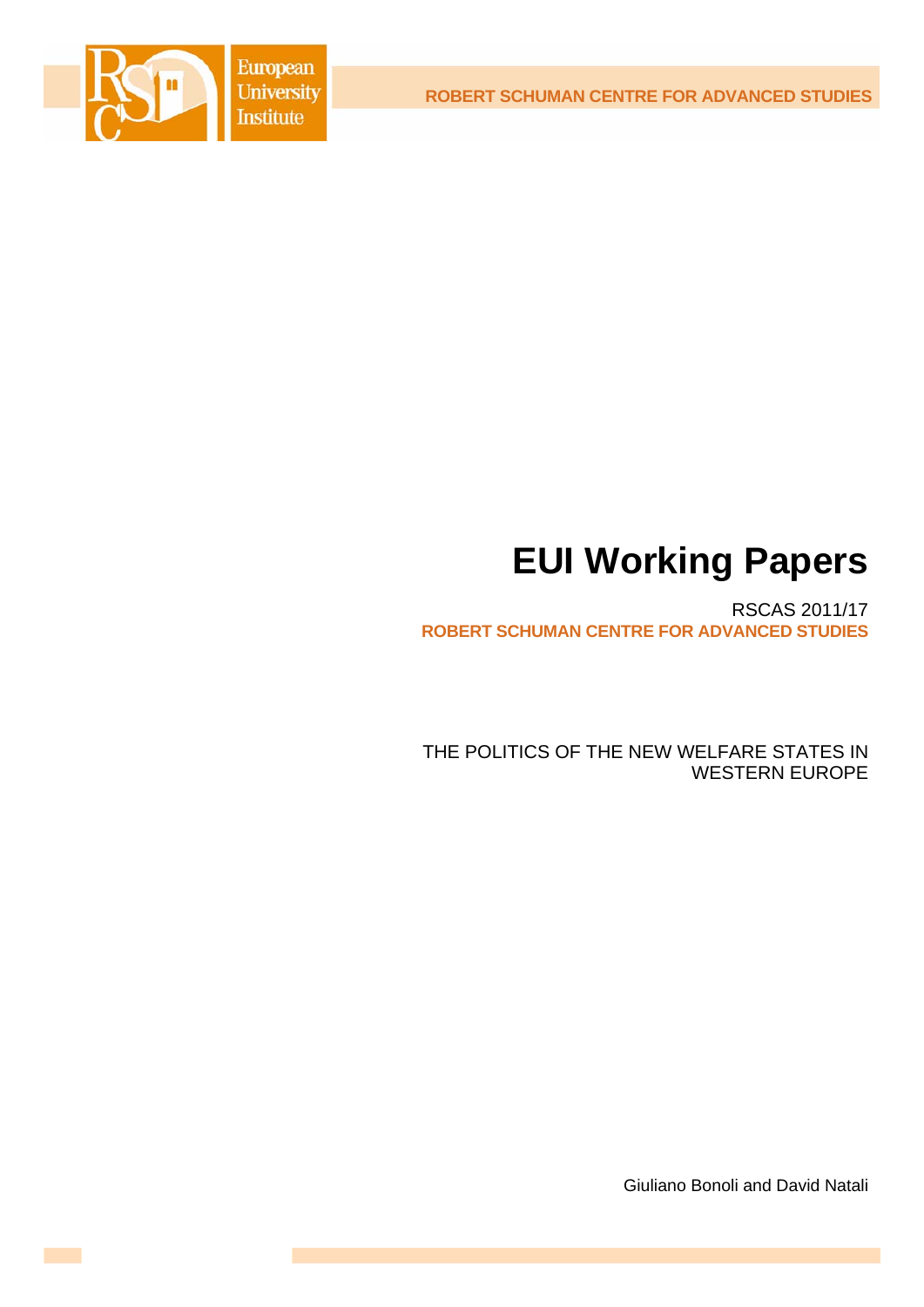European University Institute

ROBERT SCHUMAN CENTRE FOR ADVANCED STUDIES

# EUI Working Papers

RSCAS 2011/17

ROBERT SCHUMAN CENTRE FOR ADVANCED STUDIES

THE POLITICS OF THE NEW WELFARE STATES IN WESTERN EUROPE

Giuliano Bonoli and David Natali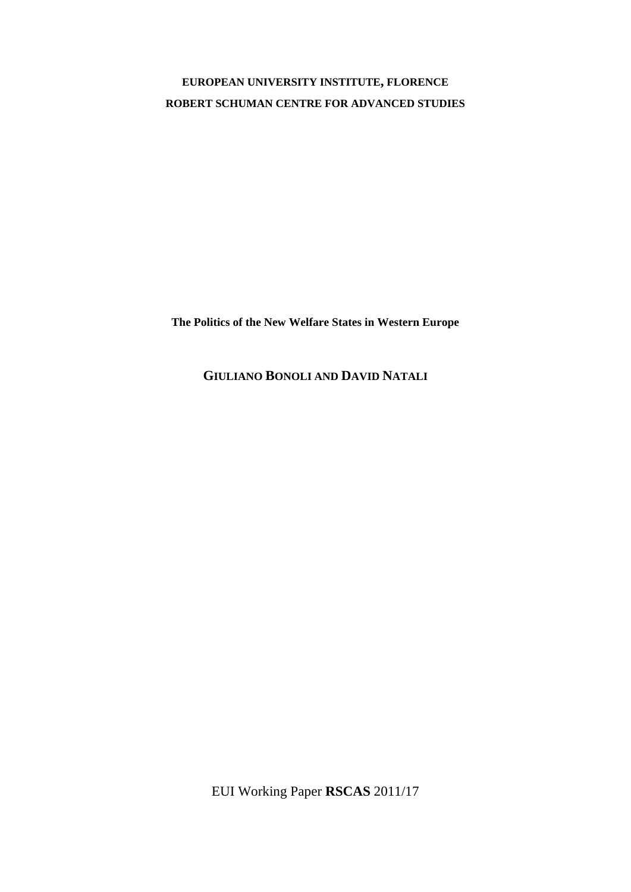**EUROPEAN UNIVERSITY INSTITUTE, FLORENCE**

**ROBERT SCHUMAN CENTRE FOR ADVANCED STUDIES**

**The Politics of the New Welfare States in Western Europe**

**GIULIANO BONOLI AND DAVID NATALI**

EUI Working Paper **RSCAS** 2011/17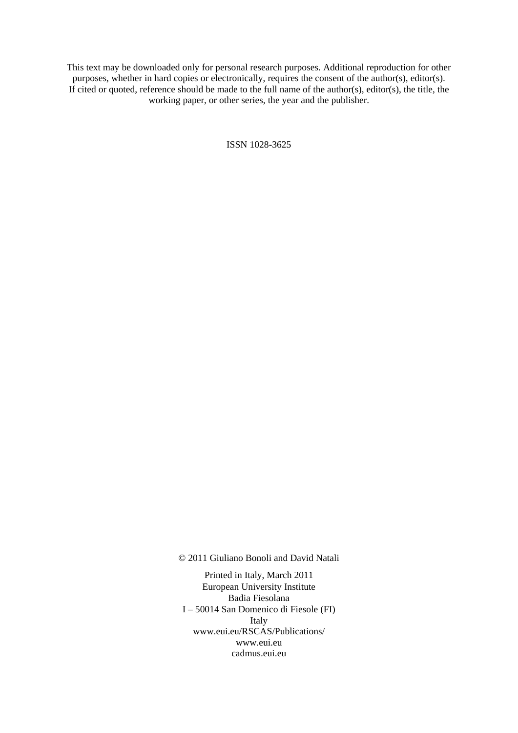This text may be downloaded only for personal research purposes. Additional reproduction for other purposes, whether in hard copies or electronically, requires the consent of the author(s), editor(s). If cited or quoted, reference should be made to the full name of the author(s), editor(s), the title, the working paper, or other series, the year and the publisher.

ISSN 1028-3625

© 2011 Giuliano Bonoli and David Natali

Printed in Italy, March 2011
European University Institute
Badia Fiesolana
I – 50014 San Domenico di Fiesole (FI)
Italy
www.eui.eu/RSCAS/Publications/
www.eui.eu
cadmus.eui.eu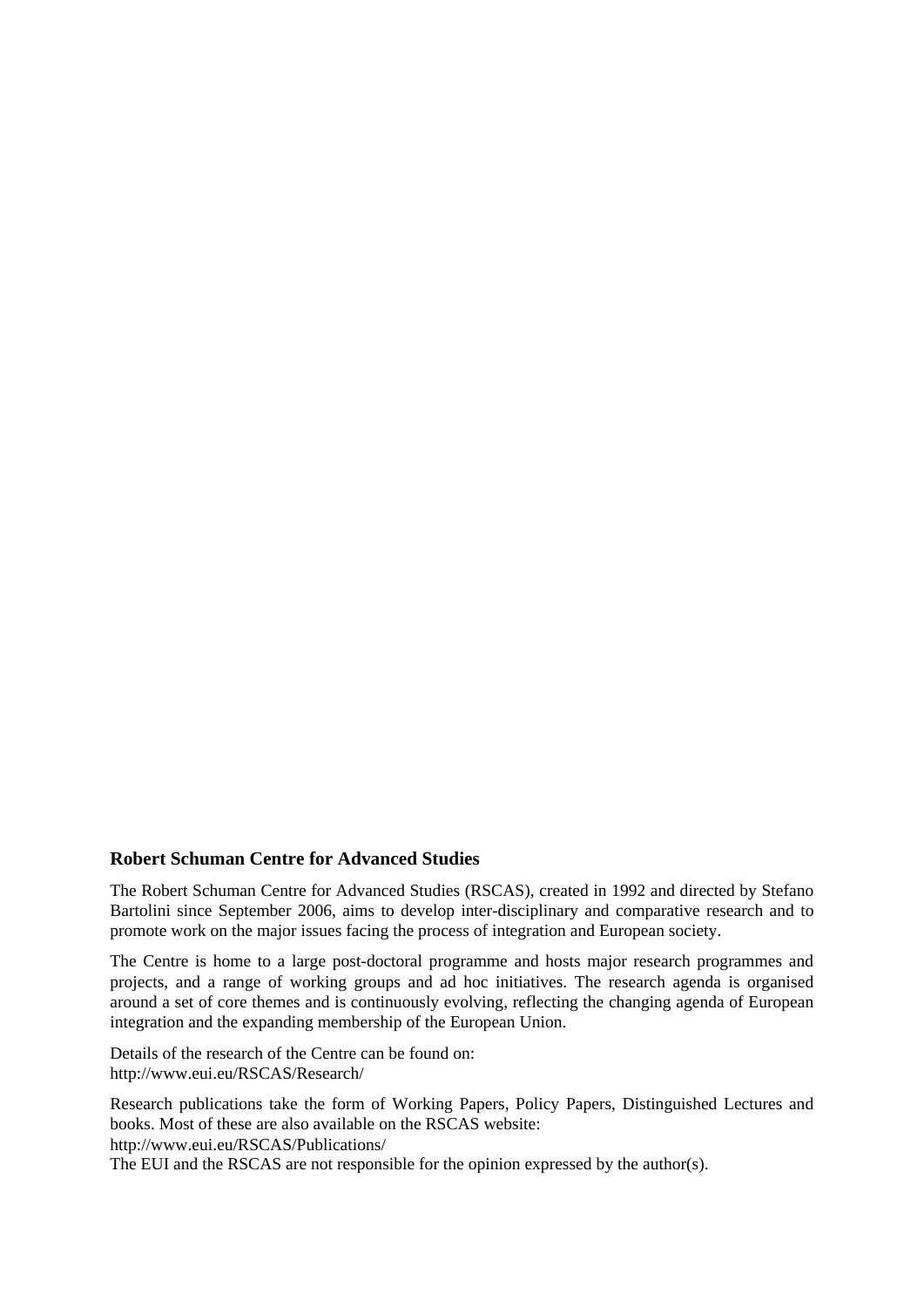**Robert Schuman Centre for Advanced Studies**

The Robert Schuman Centre for Advanced Studies (RSCAS), created in 1992 and directed by Stefano Bartolini since September 2006, aims to develop inter-disciplinary and comparative research and to promote work on the major issues facing the process of integration and European society.

The Centre is home to a large post-doctoral programme and hosts major research programmes and projects, and a range of working groups and ad hoc initiatives. The research agenda is organised around a set of core themes and is continuously evolving, reflecting the changing agenda of European integration and the expanding membership of the European Union.

Details of the research of the Centre can be found on:
http://www.eui.eu/RSCAS/Research/

Research publications take the form of Working Papers, Policy Papers, Distinguished Lectures and books. Most of these are also available on the RSCAS website:
http://www.eui.eu/RSCAS/Publications/
The EUI and the RSCAS are not responsible for the opinion expressed by the author(s).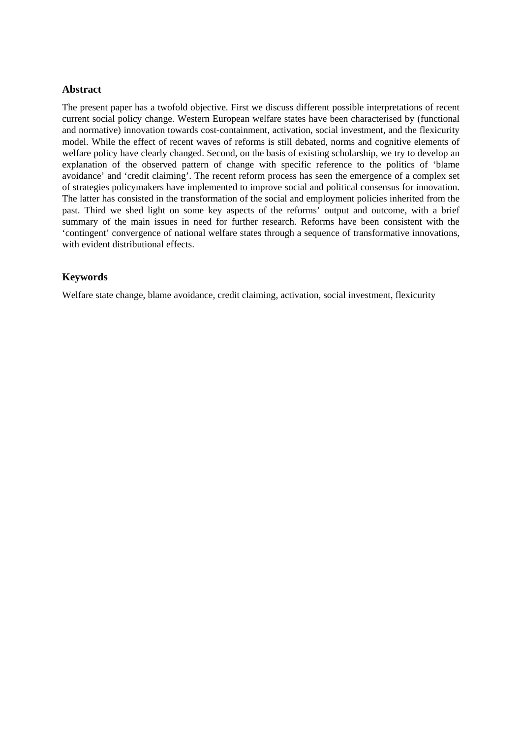## Abstract

The present paper has a twofold objective. First we discuss different possible interpretations of recent current social policy change. Western European welfare states have been characterised by (functional and normative) innovation towards cost-containment, activation, social investment, and the flexicurity model. While the effect of recent waves of reforms is still debated, norms and cognitive elements of welfare policy have clearly changed. Second, on the basis of existing scholarship, we try to develop an explanation of the observed pattern of change with specific reference to the politics of 'blame avoidance' and 'credit claiming'. The recent reform process has seen the emergence of a complex set of strategies policymakers have implemented to improve social and political consensus for innovation. The latter has consisted in the transformation of the social and employment policies inherited from the past. Third we shed light on some key aspects of the reforms' output and outcome, with a brief summary of the main issues in need for further research. Reforms have been consistent with the 'contingent' convergence of national welfare states through a sequence of transformative innovations, with evident distributional effects.

## Keywords

Welfare state change, blame avoidance, credit claiming, activation, social investment, flexicurity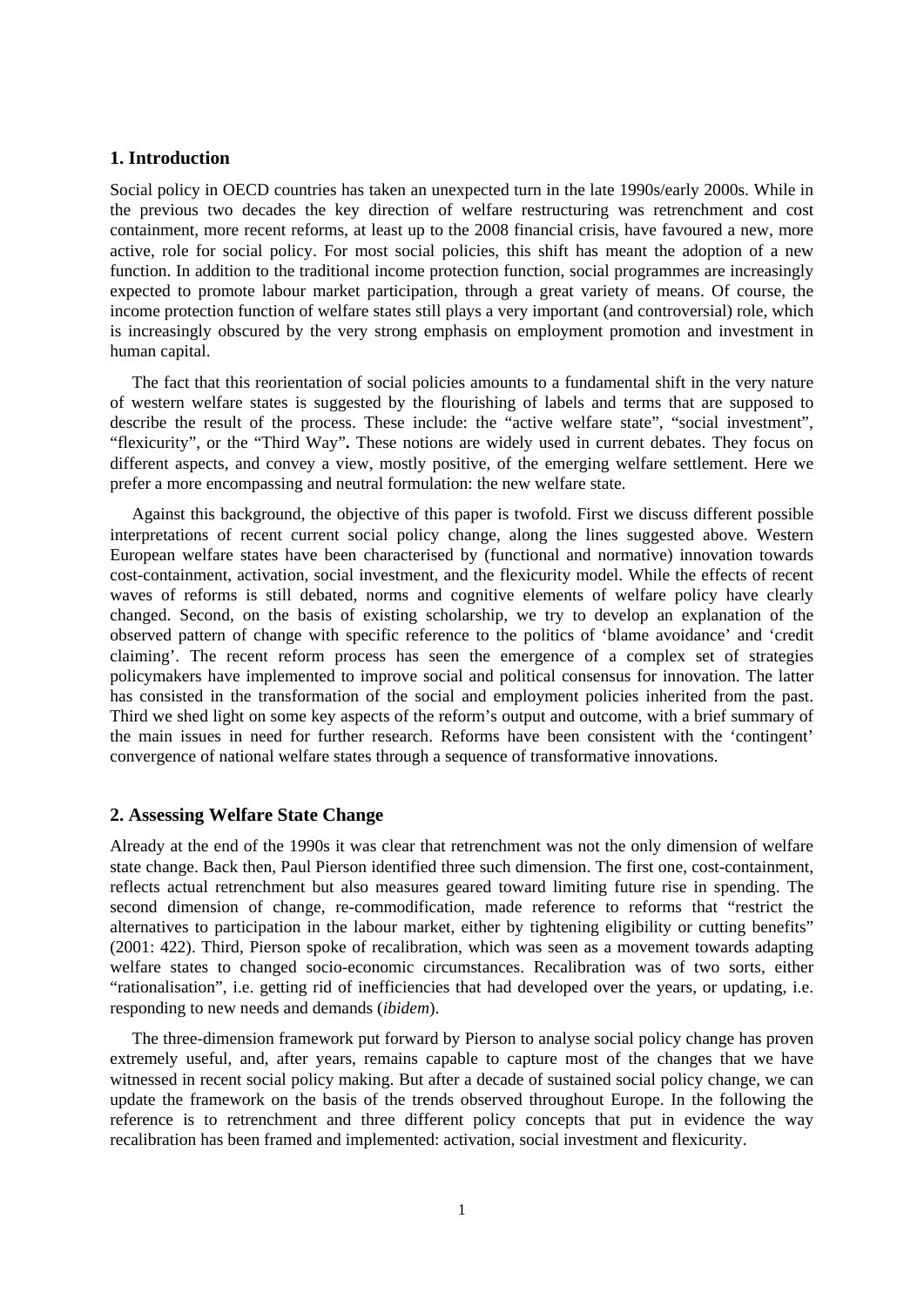## 1. Introduction

Social policy in OECD countries has taken an unexpected turn in the late 1990s/early 2000s. While in the previous two decades the key direction of welfare restructuring was retrenchment and cost containment, more recent reforms, at least up to the 2008 financial crisis, have favoured a new, more active, role for social policy. For most social policies, this shift has meant the adoption of a new function. In addition to the traditional income protection function, social programmes are increasingly expected to promote labour market participation, through a great variety of means. Of course, the income protection function of welfare states still plays a very important (and controversial) role, which is increasingly obscured by the very strong emphasis on employment promotion and investment in human capital.

The fact that this reorientation of social policies amounts to a fundamental shift in the very nature of western welfare states is suggested by the flourishing of labels and terms that are supposed to describe the result of the process. These include: the "active welfare state", "social investment", "flexicurity", or the "Third Way"**.** These notions are widely used in current debates. They focus on different aspects, and convey a view, mostly positive, of the emerging welfare settlement. Here we prefer a more encompassing and neutral formulation: the new welfare state.

Against this background, the objective of this paper is twofold. First we discuss different possible interpretations of recent current social policy change, along the lines suggested above. Western European welfare states have been characterised by (functional and normative) innovation towards cost-containment, activation, social investment, and the flexicurity model. While the effects of recent waves of reforms is still debated, norms and cognitive elements of welfare policy have clearly changed. Second, on the basis of existing scholarship, we try to develop an explanation of the observed pattern of change with specific reference to the politics of 'blame avoidance' and 'credit claiming'. The recent reform process has seen the emergence of a complex set of strategies policymakers have implemented to improve social and political consensus for innovation. The latter has consisted in the transformation of the social and employment policies inherited from the past. Third we shed light on some key aspects of the reform's output and outcome, with a brief summary of the main issues in need for further research. Reforms have been consistent with the 'contingent' convergence of national welfare states through a sequence of transformative innovations.

## 2. Assessing Welfare State Change

Already at the end of the 1990s it was clear that retrenchment was not the only dimension of welfare state change. Back then, Paul Pierson identified three such dimension. The first one, cost-containment, reflects actual retrenchment but also measures geared toward limiting future rise in spending. The second dimension of change, re-commodification, made reference to reforms that "restrict the alternatives to participation in the labour market, either by tightening eligibility or cutting benefits" (2001: 422). Third, Pierson spoke of recalibration, which was seen as a movement towards adapting welfare states to changed socio-economic circumstances. Recalibration was of two sorts, either "rationalisation", i.e. getting rid of inefficiencies that had developed over the years, or updating, i.e. responding to new needs and demands (*ibidem*).

The three-dimension framework put forward by Pierson to analyse social policy change has proven extremely useful, and, after years, remains capable to capture most of the changes that we have witnessed in recent social policy making. But after a decade of sustained social policy change, we can update the framework on the basis of the trends observed throughout Europe. In the following the reference is to retrenchment and three different policy concepts that put in evidence the way recalibration has been framed and implemented: activation, social investment and flexicurity.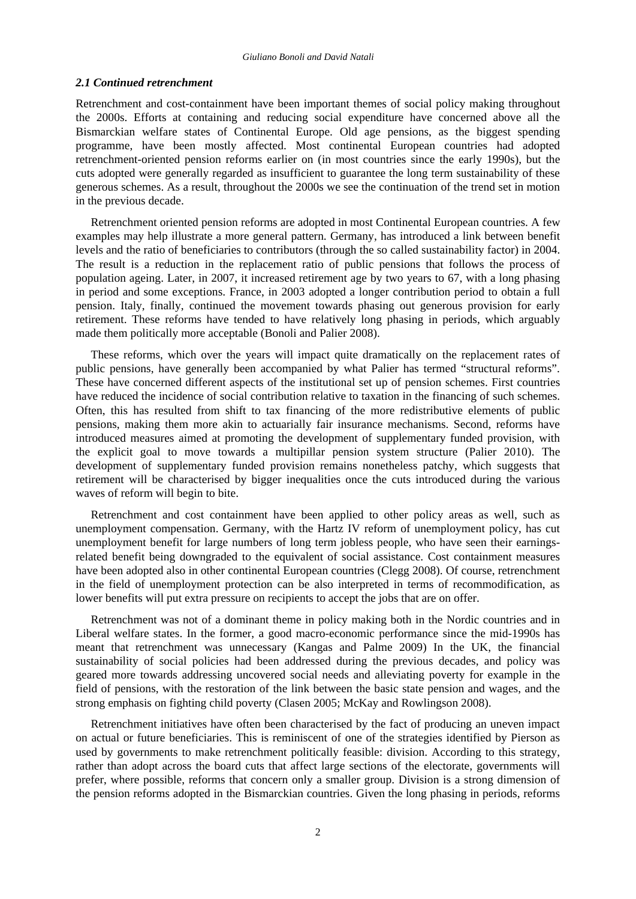### *2.1 Continued retrenchment*

Retrenchment and cost-containment have been important themes of social policy making throughout the 2000s. Efforts at containing and reducing social expenditure have concerned above all the Bismarckian welfare states of Continental Europe. Old age pensions, as the biggest spending programme, have been mostly affected. Most continental European countries had adopted retrenchment-oriented pension reforms earlier on (in most countries since the early 1990s), but the cuts adopted were generally regarded as insufficient to guarantee the long term sustainability of these generous schemes. As a result, throughout the 2000s we see the continuation of the trend set in motion in the previous decade.

Retrenchment oriented pension reforms are adopted in most Continental European countries. A few examples may help illustrate a more general pattern. Germany, has introduced a link between benefit levels and the ratio of beneficiaries to contributors (through the so called sustainability factor) in 2004. The result is a reduction in the replacement ratio of public pensions that follows the process of population ageing. Later, in 2007, it increased retirement age by two years to 67, with a long phasing in period and some exceptions. France, in 2003 adopted a longer contribution period to obtain a full pension. Italy, finally, continued the movement towards phasing out generous provision for early retirement. These reforms have tended to have relatively long phasing in periods, which arguably made them politically more acceptable (Bonoli and Palier 2008).

These reforms, which over the years will impact quite dramatically on the replacement rates of public pensions, have generally been accompanied by what Palier has termed "structural reforms". These have concerned different aspects of the institutional set up of pension schemes. First countries have reduced the incidence of social contribution relative to taxation in the financing of such schemes. Often, this has resulted from shift to tax financing of the more redistributive elements of public pensions, making them more akin to actuarially fair insurance mechanisms. Second, reforms have introduced measures aimed at promoting the development of supplementary funded provision, with the explicit goal to move towards a multipillar pension system structure (Palier 2010). The development of supplementary funded provision remains nonetheless patchy, which suggests that retirement will be characterised by bigger inequalities once the cuts introduced during the various waves of reform will begin to bite.

Retrenchment and cost containment have been applied to other policy areas as well, such as unemployment compensation. Germany, with the Hartz IV reform of unemployment policy, has cut unemployment benefit for large numbers of long term jobless people, who have seen their earnings-related benefit being downgraded to the equivalent of social assistance. Cost containment measures have been adopted also in other continental European countries (Clegg 2008). Of course, retrenchment in the field of unemployment protection can be also interpreted in terms of recommodification, as lower benefits will put extra pressure on recipients to accept the jobs that are on offer.

Retrenchment was not of a dominant theme in policy making both in the Nordic countries and in Liberal welfare states. In the former, a good macro-economic performance since the mid-1990s has meant that retrenchment was unnecessary (Kangas and Palme 2009) In the UK, the financial sustainability of social policies had been addressed during the previous decades, and policy was geared more towards addressing uncovered social needs and alleviating poverty for example in the field of pensions, with the restoration of the link between the basic state pension and wages, and the strong emphasis on fighting child poverty (Clasen 2005; McKay and Rowlingson 2008).

Retrenchment initiatives have often been characterised by the fact of producing an uneven impact on actual or future beneficiaries. This is reminiscent of one of the strategies identified by Pierson as used by governments to make retrenchment politically feasible: division. According to this strategy, rather than adopt across the board cuts that affect large sections of the electorate, governments will prefer, where possible, reforms that concern only a smaller group. Division is a strong dimension of the pension reforms adopted in the Bismarckian countries. Given the long phasing in periods, reforms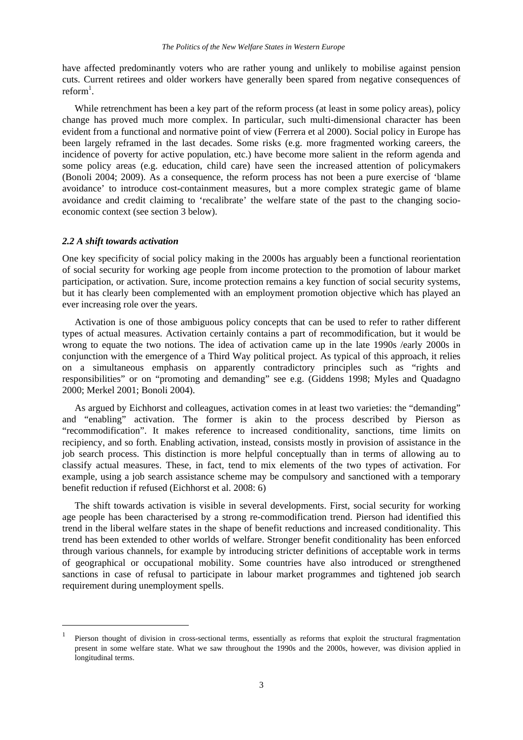have affected predominantly voters who are rather young and unlikely to mobilise against pension cuts. Current retirees and older workers have generally been spared from negative consequences of reform[1].

While retrenchment has been a key part of the reform process (at least in some policy areas), policy change has proved much more complex. In particular, such multi-dimensional character has been evident from a functional and normative point of view (Ferrera et al 2000). Social policy in Europe has been largely reframed in the last decades. Some risks (e.g. more fragmented working careers, the incidence of poverty for active population, etc.) have become more salient in the reform agenda and some policy areas (e.g. education, child care) have seen the increased attention of policymakers (Bonoli 2004; 2009). As a consequence, the reform process has not been a pure exercise of 'blame avoidance' to introduce cost-containment measures, but a more complex strategic game of blame avoidance and credit claiming to 'recalibrate' the welfare state of the past to the changing socio-economic context (see section 3 below).

### *2.2 A shift towards activation*

One key specificity of social policy making in the 2000s has arguably been a functional reorientation of social security for working age people from income protection to the promotion of labour market participation, or activation. Sure, income protection remains a key function of social security systems, but it has clearly been complemented with an employment promotion objective which has played an ever increasing role over the years.

Activation is one of those ambiguous policy concepts that can be used to refer to rather different types of actual measures. Activation certainly contains a part of recommodification, but it would be wrong to equate the two notions. The idea of activation came up in the late 1990s /early 2000s in conjunction with the emergence of a Third Way political project. As typical of this approach, it relies on a simultaneous emphasis on apparently contradictory principles such as "rights and responsibilities" or on "promoting and demanding" see e.g. (Giddens 1998; Myles and Quadagno 2000; Merkel 2001; Bonoli 2004).

As argued by Eichhorst and colleagues, activation comes in at least two varieties: the "demanding" and "enabling" activation. The former is akin to the process described by Pierson as "recommodification". It makes reference to increased conditionality, sanctions, time limits on recipiency, and so forth. Enabling activation, instead, consists mostly in provision of assistance in the job search process. This distinction is more helpful conceptually than in terms of allowing au to classify actual measures. These, in fact, tend to mix elements of the two types of activation. For example, using a job search assistance scheme may be compulsory and sanctioned with a temporary benefit reduction if refused (Eichhorst et al. 2008: 6)

The shift towards activation is visible in several developments. First, social security for working age people has been characterised by a strong re-commodification trend. Pierson had identified this trend in the liberal welfare states in the shape of benefit reductions and increased conditionality. This trend has been extended to other worlds of welfare. Stronger benefit conditionality has been enforced through various channels, for example by introducing stricter definitions of acceptable work in terms of geographical or occupational mobility. Some countries have also introduced or strengthened sanctions in case of refusal to participate in labour market programmes and tightened job search requirement during unemployment spells.

---

[1] Pierson thought of division in cross-sectional terms, essentially as reforms that exploit the structural fragmentation present in some welfare state. What we saw throughout the 1990s and the 2000s, however, was division applied in longitudinal terms.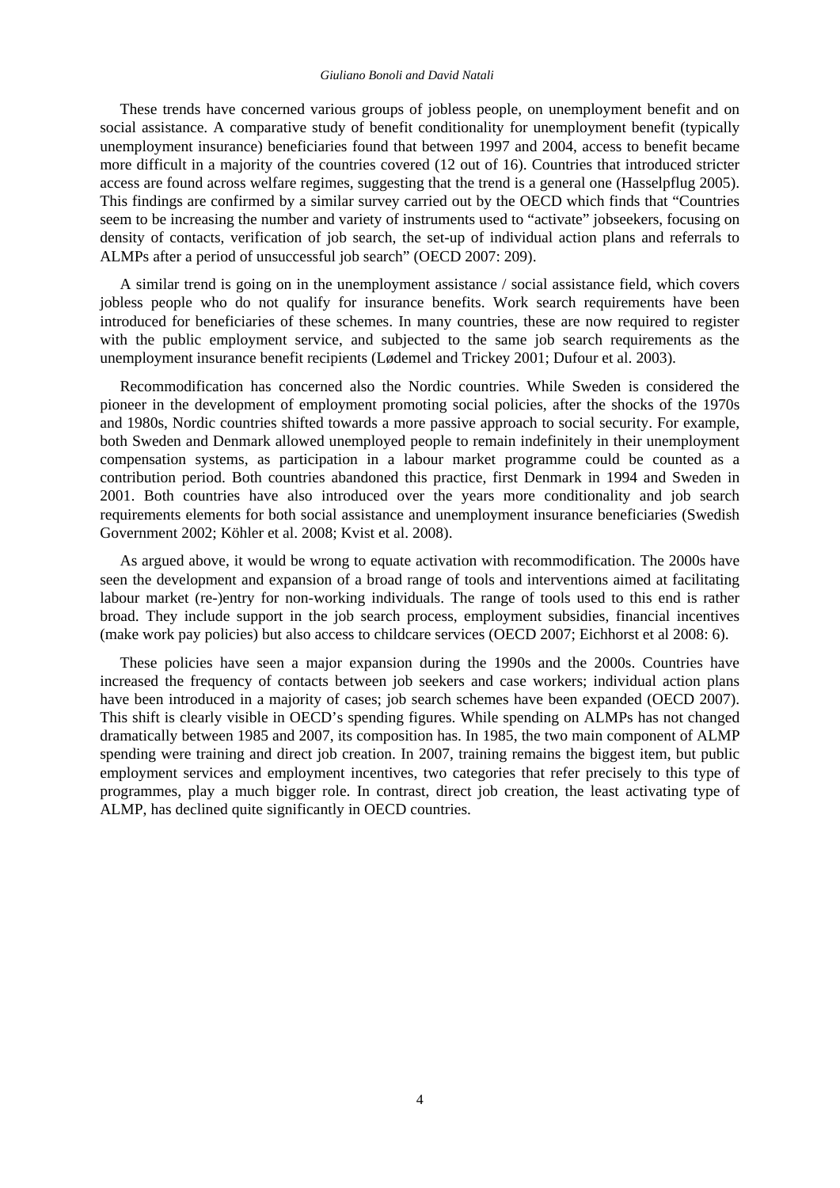These trends have concerned various groups of jobless people, on unemployment benefit and on social assistance. A comparative study of benefit conditionality for unemployment benefit (typically unemployment insurance) beneficiaries found that between 1997 and 2004, access to benefit became more difficult in a majority of the countries covered (12 out of 16). Countries that introduced stricter access are found across welfare regimes, suggesting that the trend is a general one (Hasselpflug 2005). This findings are confirmed by a similar survey carried out by the OECD which finds that "Countries seem to be increasing the number and variety of instruments used to "activate" jobseekers, focusing on density of contacts, verification of job search, the set-up of individual action plans and referrals to ALMPs after a period of unsuccessful job search" (OECD 2007: 209).

A similar trend is going on in the unemployment assistance / social assistance field, which covers jobless people who do not qualify for insurance benefits. Work search requirements have been introduced for beneficiaries of these schemes. In many countries, these are now required to register with the public employment service, and subjected to the same job search requirements as the unemployment insurance benefit recipients (Lødemel and Trickey 2001; Dufour et al. 2003).

Recommodification has concerned also the Nordic countries. While Sweden is considered the pioneer in the development of employment promoting social policies, after the shocks of the 1970s and 1980s, Nordic countries shifted towards a more passive approach to social security. For example, both Sweden and Denmark allowed unemployed people to remain indefinitely in their unemployment compensation systems, as participation in a labour market programme could be counted as a contribution period. Both countries abandoned this practice, first Denmark in 1994 and Sweden in 2001. Both countries have also introduced over the years more conditionality and job search requirements elements for both social assistance and unemployment insurance beneficiaries (Swedish Government 2002; Köhler et al. 2008; Kvist et al. 2008).

As argued above, it would be wrong to equate activation with recommodification. The 2000s have seen the development and expansion of a broad range of tools and interventions aimed at facilitating labour market (re-)entry for non-working individuals. The range of tools used to this end is rather broad. They include support in the job search process, employment subsidies, financial incentives (make work pay policies) but also access to childcare services (OECD 2007; Eichhorst et al 2008: 6).

These policies have seen a major expansion during the 1990s and the 2000s. Countries have increased the frequency of contacts between job seekers and case workers; individual action plans have been introduced in a majority of cases; job search schemes have been expanded (OECD 2007). This shift is clearly visible in OECD's spending figures. While spending on ALMPs has not changed dramatically between 1985 and 2007, its composition has. In 1985, the two main component of ALMP spending were training and direct job creation. In 2007, training remains the biggest item, but public employment services and employment incentives, two categories that refer precisely to this type of programmes, play a much bigger role. In contrast, direct job creation, the least activating type of ALMP, has declined quite significantly in OECD countries.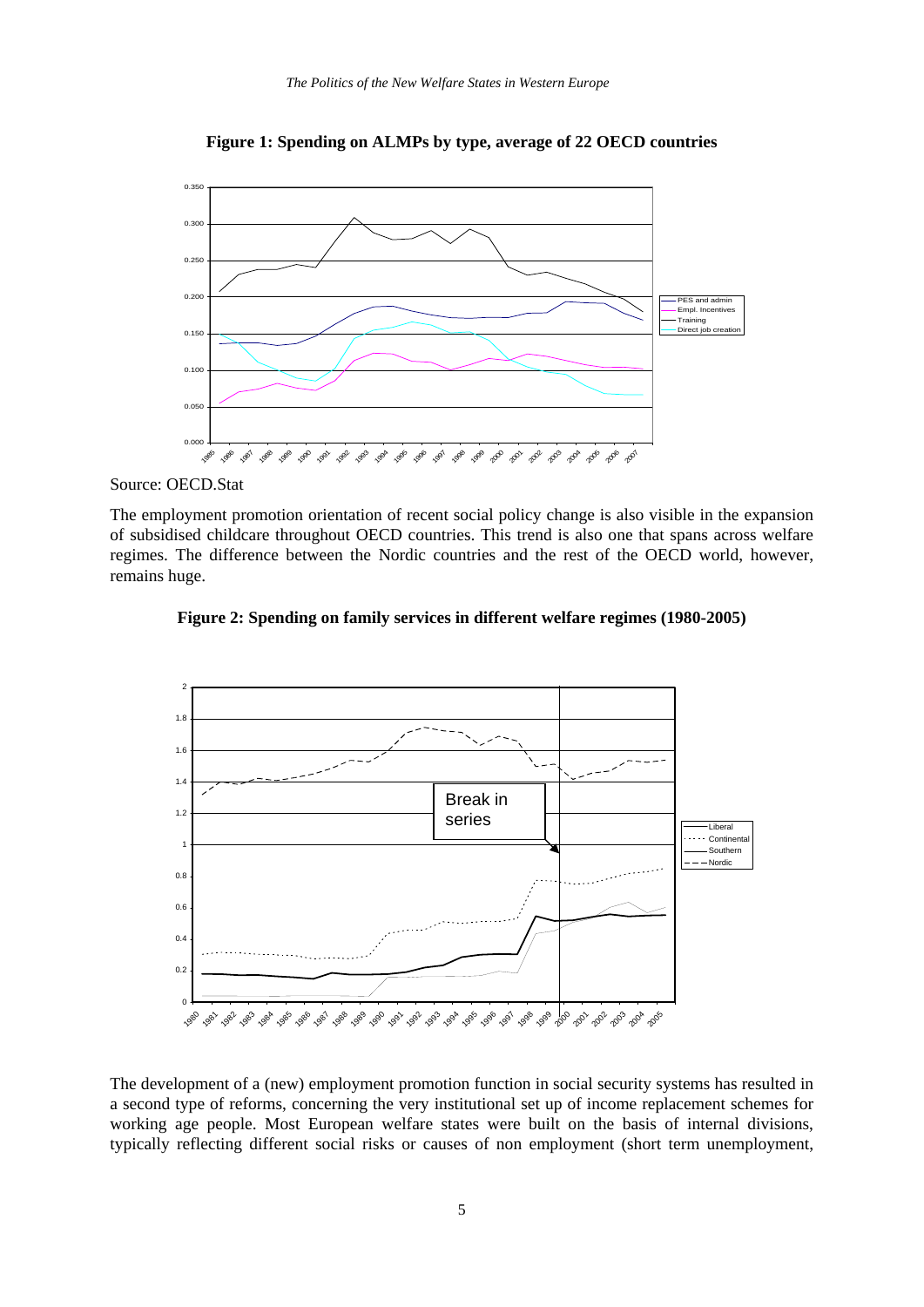**Figure 1: Spending on ALMPs by type, average of 22 OECD countries**

Source: OECD.Stat

The employment promotion orientation of recent social policy change is also visible in the expansion of subsidised childcare throughout OECD countries. This trend is also one that spans across welfare regimes. The difference between the Nordic countries and the rest of the OECD world, however, remains huge.

**Figure 2: Spending on family services in different welfare regimes (1980-2005)**

The development of a (new) employment promotion function in social security systems has resulted in a second type of reforms, concerning the very institutional set up of income replacement schemes for working age people. Most European welfare states were built on the basis of internal divisions, typically reflecting different social risks or causes of non employment (short term unemployment,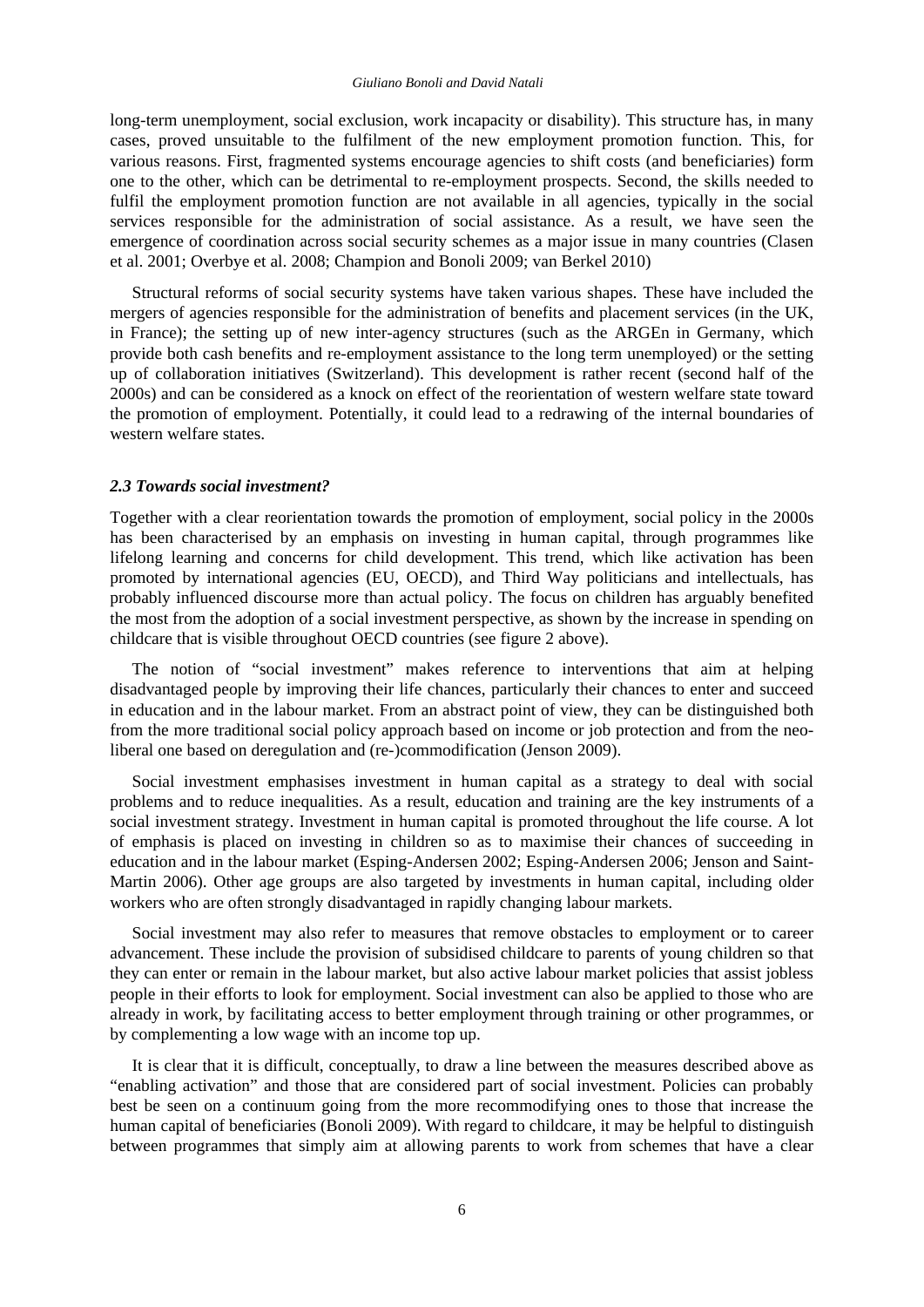long-term unemployment, social exclusion, work incapacity or disability). This structure has, in many cases, proved unsuitable to the fulfilment of the new employment promotion function. This, for various reasons. First, fragmented systems encourage agencies to shift costs (and beneficiaries) form one to the other, which can be detrimental to re-employment prospects. Second, the skills needed to fulfil the employment promotion function are not available in all agencies, typically in the social services responsible for the administration of social assistance. As a result, we have seen the emergence of coordination across social security schemes as a major issue in many countries (Clasen et al. 2001; Overbye et al. 2008; Champion and Bonoli 2009; van Berkel 2010)

Structural reforms of social security systems have taken various shapes. These have included the mergers of agencies responsible for the administration of benefits and placement services (in the UK, in France); the setting up of new inter-agency structures (such as the ARGEn in Germany, which provide both cash benefits and re-employment assistance to the long term unemployed) or the setting up of collaboration initiatives (Switzerland). This development is rather recent (second half of the 2000s) and can be considered as a knock on effect of the reorientation of western welfare state toward the promotion of employment. Potentially, it could lead to a redrawing of the internal boundaries of western welfare states.

### *2.3 Towards social investment?*

Together with a clear reorientation towards the promotion of employment, social policy in the 2000s has been characterised by an emphasis on investing in human capital, through programmes like lifelong learning and concerns for child development. This trend, which like activation has been promoted by international agencies (EU, OECD), and Third Way politicians and intellectuals, has probably influenced discourse more than actual policy. The focus on children has arguably benefited the most from the adoption of a social investment perspective, as shown by the increase in spending on childcare that is visible throughout OECD countries (see figure 2 above).

The notion of "social investment" makes reference to interventions that aim at helping disadvantaged people by improving their life chances, particularly their chances to enter and succeed in education and in the labour market. From an abstract point of view, they can be distinguished both from the more traditional social policy approach based on income or job protection and from the neo-liberal one based on deregulation and (re-)commodification (Jenson 2009).

Social investment emphasises investment in human capital as a strategy to deal with social problems and to reduce inequalities. As a result, education and training are the key instruments of a social investment strategy. Investment in human capital is promoted throughout the life course. A lot of emphasis is placed on investing in children so as to maximise their chances of succeeding in education and in the labour market (Esping-Andersen 2002; Esping-Andersen 2006; Jenson and Saint-Martin 2006). Other age groups are also targeted by investments in human capital, including older workers who are often strongly disadvantaged in rapidly changing labour markets.

Social investment may also refer to measures that remove obstacles to employment or to career advancement. These include the provision of subsidised childcare to parents of young children so that they can enter or remain in the labour market, but also active labour market policies that assist jobless people in their efforts to look for employment. Social investment can also be applied to those who are already in work, by facilitating access to better employment through training or other programmes, or by complementing a low wage with an income top up.

It is clear that it is difficult, conceptually, to draw a line between the measures described above as "enabling activation" and those that are considered part of social investment. Policies can probably best be seen on a continuum going from the more recommodifying ones to those that increase the human capital of beneficiaries (Bonoli 2009). With regard to childcare, it may be helpful to distinguish between programmes that simply aim at allowing parents to work from schemes that have a clear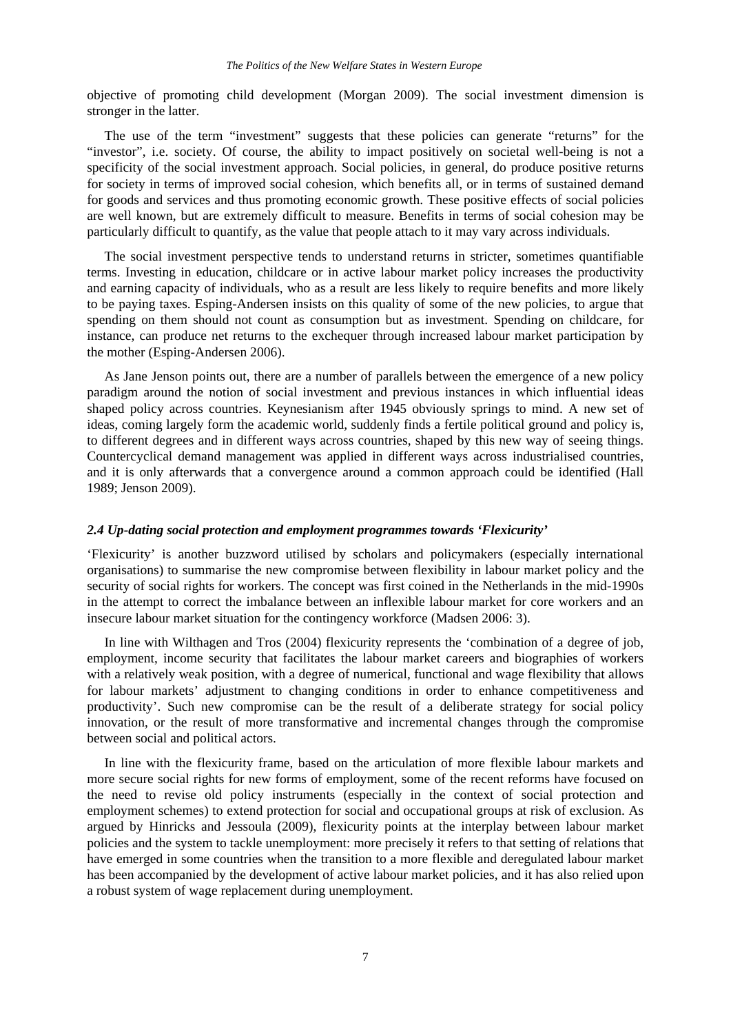objective of promoting child development (Morgan 2009). The social investment dimension is stronger in the latter.

The use of the term "investment" suggests that these policies can generate "returns" for the "investor", i.e. society. Of course, the ability to impact positively on societal well-being is not a specificity of the social investment approach. Social policies, in general, do produce positive returns for society in terms of improved social cohesion, which benefits all, or in terms of sustained demand for goods and services and thus promoting economic growth. These positive effects of social policies are well known, but are extremely difficult to measure. Benefits in terms of social cohesion may be particularly difficult to quantify, as the value that people attach to it may vary across individuals.

The social investment perspective tends to understand returns in stricter, sometimes quantifiable terms. Investing in education, childcare or in active labour market policy increases the productivity and earning capacity of individuals, who as a result are less likely to require benefits and more likely to be paying taxes. Esping-Andersen insists on this quality of some of the new policies, to argue that spending on them should not count as consumption but as investment. Spending on childcare, for instance, can produce net returns to the exchequer through increased labour market participation by the mother (Esping-Andersen 2006).

As Jane Jenson points out, there are a number of parallels between the emergence of a new policy paradigm around the notion of social investment and previous instances in which influential ideas shaped policy across countries. Keynesianism after 1945 obviously springs to mind. A new set of ideas, coming largely form the academic world, suddenly finds a fertile political ground and policy is, to different degrees and in different ways across countries, shaped by this new way of seeing things. Countercyclical demand management was applied in different ways across industrialised countries, and it is only afterwards that a convergence around a common approach could be identified (Hall 1989; Jenson 2009).

### *2.4 Up-dating social protection and employment programmes towards 'Flexicurity'*

'Flexicurity' is another buzzword utilised by scholars and policymakers (especially international organisations) to summarise the new compromise between flexibility in labour market policy and the security of social rights for workers. The concept was first coined in the Netherlands in the mid-1990s in the attempt to correct the imbalance between an inflexible labour market for core workers and an insecure labour market situation for the contingency workforce (Madsen 2006: 3).

In line with Wilthagen and Tros (2004) flexicurity represents the 'combination of a degree of job, employment, income security that facilitates the labour market careers and biographies of workers with a relatively weak position, with a degree of numerical, functional and wage flexibility that allows for labour markets' adjustment to changing conditions in order to enhance competitiveness and productivity'. Such new compromise can be the result of a deliberate strategy for social policy innovation, or the result of more transformative and incremental changes through the compromise between social and political actors.

In line with the flexicurity frame, based on the articulation of more flexible labour markets and more secure social rights for new forms of employment, some of the recent reforms have focused on the need to revise old policy instruments (especially in the context of social protection and employment schemes) to extend protection for social and occupational groups at risk of exclusion. As argued by Hinricks and Jessoula (2009), flexicurity points at the interplay between labour market policies and the system to tackle unemployment: more precisely it refers to that setting of relations that have emerged in some countries when the transition to a more flexible and deregulated labour market has been accompanied by the development of active labour market policies, and it has also relied upon a robust system of wage replacement during unemployment.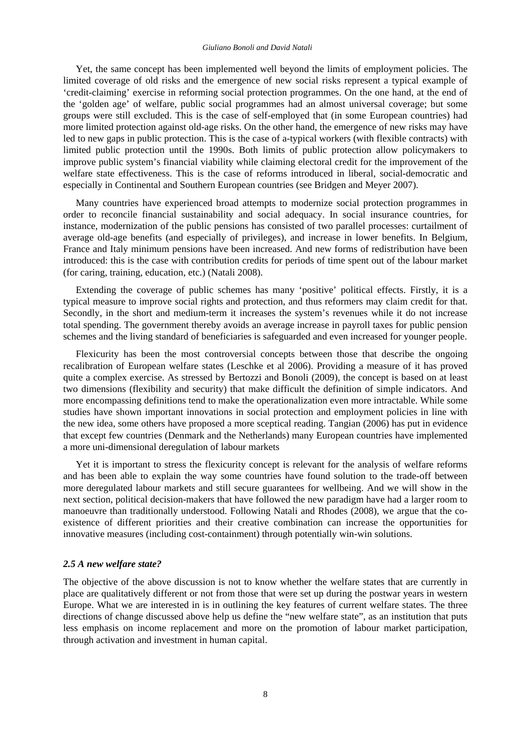Yet, the same concept has been implemented well beyond the limits of employment policies. The limited coverage of old risks and the emergence of new social risks represent a typical example of 'credit-claiming' exercise in reforming social protection programmes. On the one hand, at the end of the 'golden age' of welfare, public social programmes had an almost universal coverage; but some groups were still excluded. This is the case of self-employed that (in some European countries) had more limited protection against old-age risks. On the other hand, the emergence of new risks may have led to new gaps in public protection. This is the case of a-typical workers (with flexible contracts) with limited public protection until the 1990s. Both limits of public protection allow policymakers to improve public system's financial viability while claiming electoral credit for the improvement of the welfare state effectiveness. This is the case of reforms introduced in liberal, social-democratic and especially in Continental and Southern European countries (see Bridgen and Meyer 2007).

Many countries have experienced broad attempts to modernize social protection programmes in order to reconcile financial sustainability and social adequacy. In social insurance countries, for instance, modernization of the public pensions has consisted of two parallel processes: curtailment of average old-age benefits (and especially of privileges), and increase in lower benefits. In Belgium, France and Italy minimum pensions have been increased. And new forms of redistribution have been introduced: this is the case with contribution credits for periods of time spent out of the labour market (for caring, training, education, etc.) (Natali 2008).

Extending the coverage of public schemes has many 'positive' political effects. Firstly, it is a typical measure to improve social rights and protection, and thus reformers may claim credit for that. Secondly, in the short and medium-term it increases the system's revenues while it do not increase total spending. The government thereby avoids an average increase in payroll taxes for public pension schemes and the living standard of beneficiaries is safeguarded and even increased for younger people.

Flexicurity has been the most controversial concepts between those that describe the ongoing recalibration of European welfare states (Leschke et al 2006). Providing a measure of it has proved quite a complex exercise. As stressed by Bertozzi and Bonoli (2009), the concept is based on at least two dimensions (flexibility and security) that make difficult the definition of simple indicators. And more encompassing definitions tend to make the operationalization even more intractable. While some studies have shown important innovations in social protection and employment policies in line with the new idea, some others have proposed a more sceptical reading. Tangian (2006) has put in evidence that except few countries (Denmark and the Netherlands) many European countries have implemented a more uni-dimensional deregulation of labour markets

Yet it is important to stress the flexicurity concept is relevant for the analysis of welfare reforms and has been able to explain the way some countries have found solution to the trade-off between more deregulated labour markets and still secure guarantees for wellbeing. And we will show in the next section, political decision-makers that have followed the new paradigm have had a larger room to manoeuvre than traditionally understood. Following Natali and Rhodes (2008), we argue that the co-existence of different priorities and their creative combination can increase the opportunities for innovative measures (including cost-containment) through potentially win-win solutions.

### *2.5 A new welfare state?*

The objective of the above discussion is not to know whether the welfare states that are currently in place are qualitatively different or not from those that were set up during the postwar years in western Europe. What we are interested in is in outlining the key features of current welfare states. The three directions of change discussed above help us define the "new welfare state", as an institution that puts less emphasis on income replacement and more on the promotion of labour market participation, through activation and investment in human capital.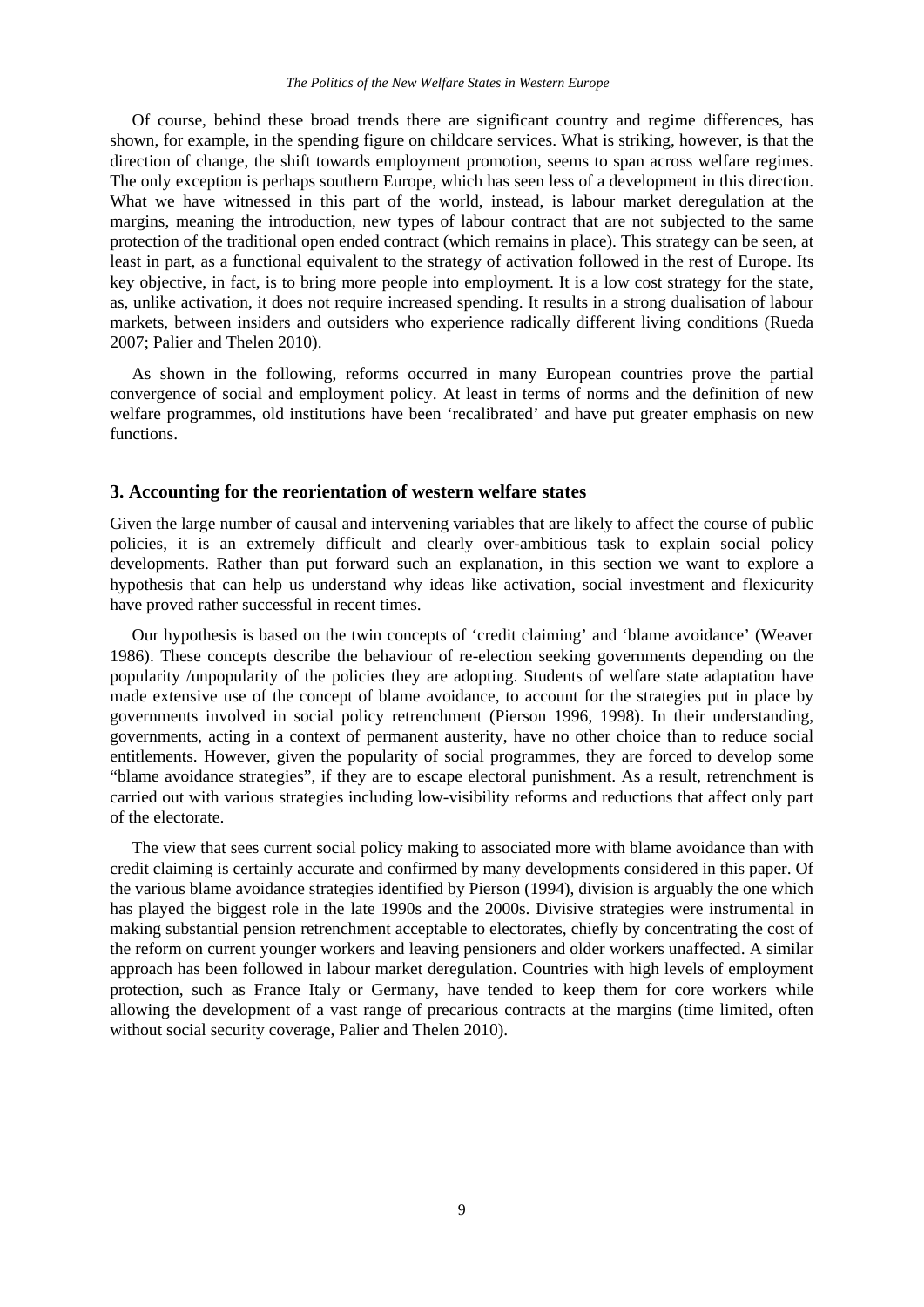Of course, behind these broad trends there are significant country and regime differences, has shown, for example, in the spending figure on childcare services. What is striking, however, is that the direction of change, the shift towards employment promotion, seems to span across welfare regimes. The only exception is perhaps southern Europe, which has seen less of a development in this direction. What we have witnessed in this part of the world, instead, is labour market deregulation at the margins, meaning the introduction, new types of labour contract that are not subjected to the same protection of the traditional open ended contract (which remains in place). This strategy can be seen, at least in part, as a functional equivalent to the strategy of activation followed in the rest of Europe. Its key objective, in fact, is to bring more people into employment. It is a low cost strategy for the state, as, unlike activation, it does not require increased spending. It results in a strong dualisation of labour markets, between insiders and outsiders who experience radically different living conditions (Rueda 2007; Palier and Thelen 2010).

As shown in the following, reforms occurred in many European countries prove the partial convergence of social and employment policy. At least in terms of norms and the definition of new welfare programmes, old institutions have been 'recalibrated' and have put greater emphasis on new functions.

## 3. Accounting for the reorientation of western welfare states

Given the large number of causal and intervening variables that are likely to affect the course of public policies, it is an extremely difficult and clearly over-ambitious task to explain social policy developments. Rather than put forward such an explanation, in this section we want to explore a hypothesis that can help us understand why ideas like activation, social investment and flexicurity have proved rather successful in recent times.

Our hypothesis is based on the twin concepts of 'credit claiming' and 'blame avoidance' (Weaver 1986). These concepts describe the behaviour of re-election seeking governments depending on the popularity /unpopularity of the policies they are adopting. Students of welfare state adaptation have made extensive use of the concept of blame avoidance, to account for the strategies put in place by governments involved in social policy retrenchment (Pierson 1996, 1998). In their understanding, governments, acting in a context of permanent austerity, have no other choice than to reduce social entitlements. However, given the popularity of social programmes, they are forced to develop some "blame avoidance strategies", if they are to escape electoral punishment. As a result, retrenchment is carried out with various strategies including low-visibility reforms and reductions that affect only part of the electorate.

The view that sees current social policy making to associated more with blame avoidance than with credit claiming is certainly accurate and confirmed by many developments considered in this paper. Of the various blame avoidance strategies identified by Pierson (1994), division is arguably the one which has played the biggest role in the late 1990s and the 2000s. Divisive strategies were instrumental in making substantial pension retrenchment acceptable to electorates, chiefly by concentrating the cost of the reform on current younger workers and leaving pensioners and older workers unaffected. A similar approach has been followed in labour market deregulation. Countries with high levels of employment protection, such as France Italy or Germany, have tended to keep them for core workers while allowing the development of a vast range of precarious contracts at the margins (time limited, often without social security coverage, Palier and Thelen 2010).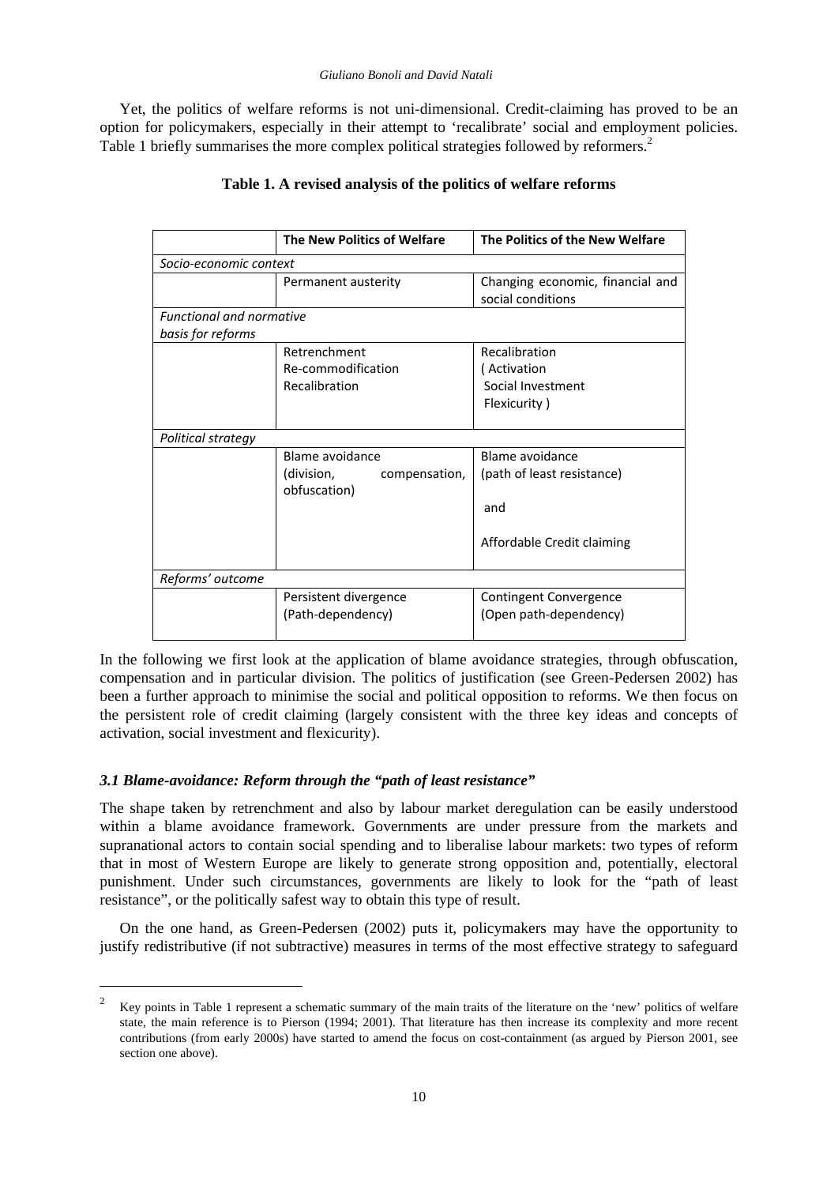Yet, the politics of welfare reforms is not uni-dimensional. Credit-claiming has proved to be an option for policymakers, especially in their attempt to 'recalibrate' social and employment policies. Table 1 briefly summarises the more complex political strategies followed by reformers.[2]

**Table 1. A revised analysis of the politics of welfare reforms**

| | **The New Politics of Welfare** | **The Politics of the New Welfare** |
|---|---|---|
| *Socio-economic context* | | |
| | Permanent austerity | Changing economic, financial and social conditions |
| *Functional and normative basis for reforms* | | |
| | Retrenchment<br>Re-commodification<br>Recalibration | Recalibration<br>( Activation<br>Social Investment<br>Flexicurity ) |
| *Political strategy* | | |
| | Blame avoidance<br>(division, compensation, obfuscation) | Blame avoidance<br>(path of least resistance)<br>and<br>Affordable Credit claiming |
| *Reforms' outcome* | | |
| | Persistent divergence<br>(Path-dependency) | Contingent Convergence<br>(Open path-dependency) |

In the following we first look at the application of blame avoidance strategies, through obfuscation, compensation and in particular division. The politics of justification (see Green-Pedersen 2002) has been a further approach to minimise the social and political opposition to reforms. We then focus on the persistent role of credit claiming (largely consistent with the three key ideas and concepts of activation, social investment and flexicurity).

### *3.1 Blame-avoidance: Reform through the "path of least resistance"*

The shape taken by retrenchment and also by labour market deregulation can be easily understood within a blame avoidance framework. Governments are under pressure from the markets and supranational actors to contain social spending and to liberalise labour markets: two types of reform that in most of Western Europe are likely to generate strong opposition and, potentially, electoral punishment. Under such circumstances, governments are likely to look for the "path of least resistance", or the politically safest way to obtain this type of result.

On the one hand, as Green-Pedersen (2002) puts it, policymakers may have the opportunity to justify redistributive (if not subtractive) measures in terms of the most effective strategy to safeguard

[2] Key points in Table 1 represent a schematic summary of the main traits of the literature on the 'new' politics of welfare state, the main reference is to Pierson (1994; 2001). That literature has then increase its complexity and more recent contributions (from early 2000s) have started to amend the focus on cost-containment (as argued by Pierson 2001, see section one above).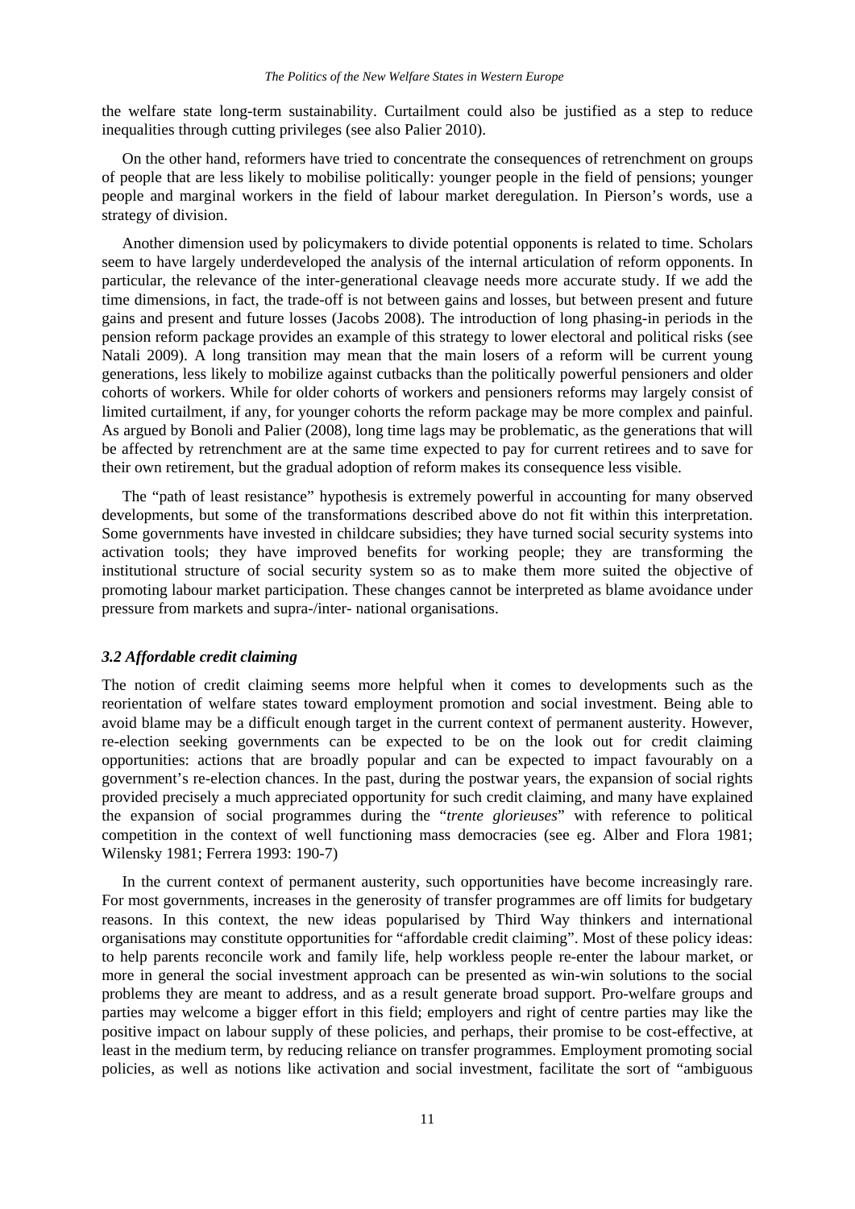the welfare state long-term sustainability. Curtailment could also be justified as a step to reduce inequalities through cutting privileges (see also Palier 2010).

On the other hand, reformers have tried to concentrate the consequences of retrenchment on groups of people that are less likely to mobilise politically: younger people in the field of pensions; younger people and marginal workers in the field of labour market deregulation. In Pierson's words, use a strategy of division.

Another dimension used by policymakers to divide potential opponents is related to time. Scholars seem to have largely underdeveloped the analysis of the internal articulation of reform opponents. In particular, the relevance of the inter-generational cleavage needs more accurate study. If we add the time dimensions, in fact, the trade-off is not between gains and losses, but between present and future gains and present and future losses (Jacobs 2008). The introduction of long phasing-in periods in the pension reform package provides an example of this strategy to lower electoral and political risks (see Natali 2009). A long transition may mean that the main losers of a reform will be current young generations, less likely to mobilize against cutbacks than the politically powerful pensioners and older cohorts of workers. While for older cohorts of workers and pensioners reforms may largely consist of limited curtailment, if any, for younger cohorts the reform package may be more complex and painful. As argued by Bonoli and Palier (2008), long time lags may be problematic, as the generations that will be affected by retrenchment are at the same time expected to pay for current retirees and to save for their own retirement, but the gradual adoption of reform makes its consequence less visible.

The "path of least resistance" hypothesis is extremely powerful in accounting for many observed developments, but some of the transformations described above do not fit within this interpretation. Some governments have invested in childcare subsidies; they have turned social security systems into activation tools; they have improved benefits for working people; they are transforming the institutional structure of social security system so as to make them more suited the objective of promoting labour market participation. These changes cannot be interpreted as blame avoidance under pressure from markets and supra-/inter- national organisations.

### *3.2 Affordable credit claiming*

The notion of credit claiming seems more helpful when it comes to developments such as the reorientation of welfare states toward employment promotion and social investment. Being able to avoid blame may be a difficult enough target in the current context of permanent austerity. However, re-election seeking governments can be expected to be on the look out for credit claiming opportunities: actions that are broadly popular and can be expected to impact favourably on a government's re-election chances. In the past, during the postwar years, the expansion of social rights provided precisely a much appreciated opportunity for such credit claiming, and many have explained the expansion of social programmes during the "*trente glorieuses*" with reference to political competition in the context of well functioning mass democracies (see eg. Alber and Flora 1981; Wilensky 1981; Ferrera 1993: 190-7)

In the current context of permanent austerity, such opportunities have become increasingly rare. For most governments, increases in the generosity of transfer programmes are off limits for budgetary reasons. In this context, the new ideas popularised by Third Way thinkers and international organisations may constitute opportunities for "affordable credit claiming". Most of these policy ideas: to help parents reconcile work and family life, help workless people re-enter the labour market, or more in general the social investment approach can be presented as win-win solutions to the social problems they are meant to address, and as a result generate broad support. Pro-welfare groups and parties may welcome a bigger effort in this field; employers and right of centre parties may like the positive impact on labour supply of these policies, and perhaps, their promise to be cost-effective, at least in the medium term, by reducing reliance on transfer programmes. Employment promoting social policies, as well as notions like activation and social investment, facilitate the sort of "ambiguous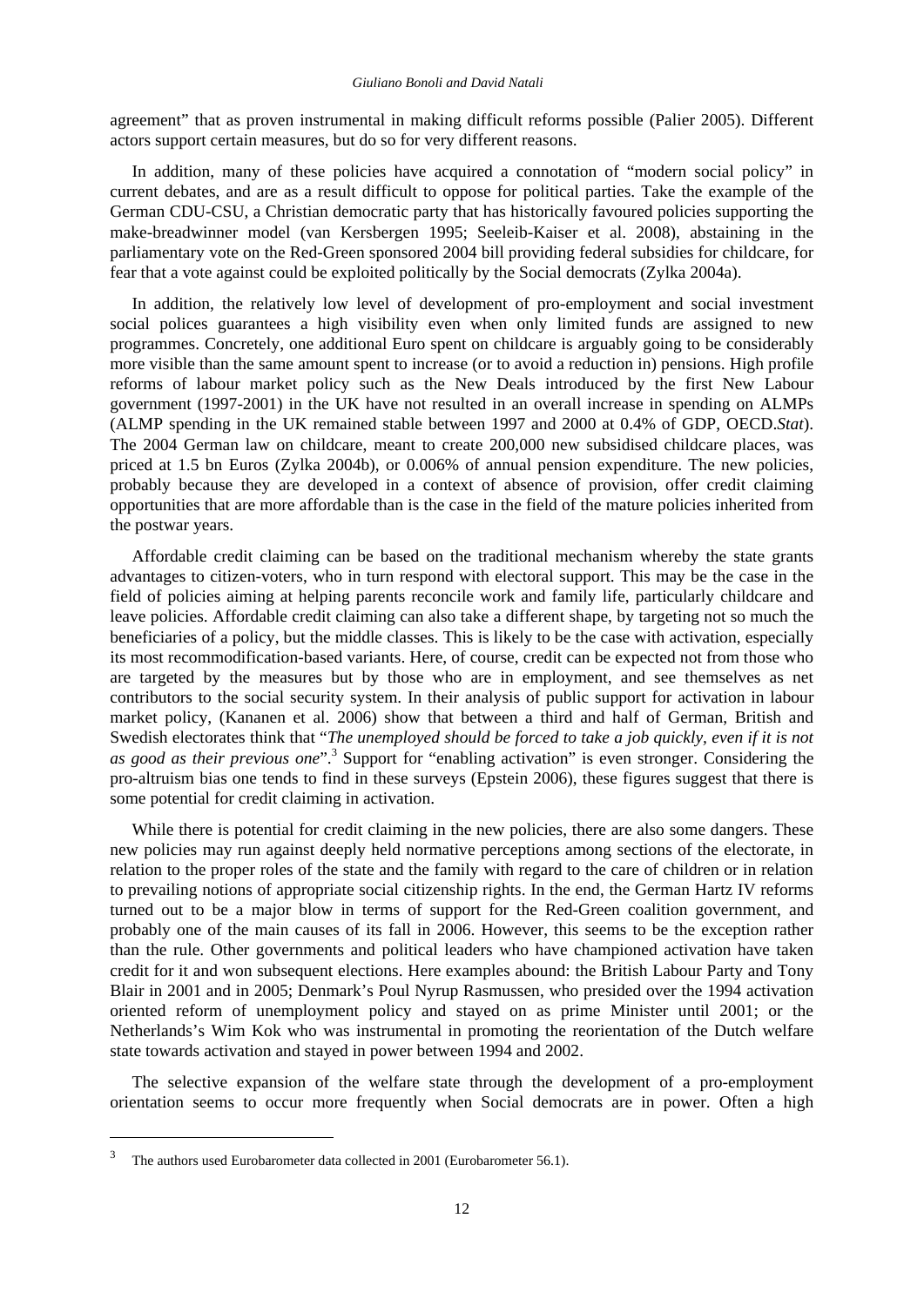agreement" that as proven instrumental in making difficult reforms possible (Palier 2005). Different actors support certain measures, but do so for very different reasons.

In addition, many of these policies have acquired a connotation of "modern social policy" in current debates, and are as a result difficult to oppose for political parties. Take the example of the German CDU-CSU, a Christian democratic party that has historically favoured policies supporting the make-breadwinner model (van Kersbergen 1995; Seeleib-Kaiser et al. 2008), abstaining in the parliamentary vote on the Red-Green sponsored 2004 bill providing federal subsidies for childcare, for fear that a vote against could be exploited politically by the Social democrats (Zylka 2004a).

In addition, the relatively low level of development of pro-employment and social investment social polices guarantees a high visibility even when only limited funds are assigned to new programmes. Concretely, one additional Euro spent on childcare is arguably going to be considerably more visible than the same amount spent to increase (or to avoid a reduction in) pensions. High profile reforms of labour market policy such as the New Deals introduced by the first New Labour government (1997-2001) in the UK have not resulted in an overall increase in spending on ALMPs (ALMP spending in the UK remained stable between 1997 and 2000 at 0.4% of GDP, OECD.*Stat*). The 2004 German law on childcare, meant to create 200,000 new subsidised childcare places, was priced at 1.5 bn Euros (Zylka 2004b), or 0.006% of annual pension expenditure. The new policies, probably because they are developed in a context of absence of provision, offer credit claiming opportunities that are more affordable than is the case in the field of the mature policies inherited from the postwar years.

Affordable credit claiming can be based on the traditional mechanism whereby the state grants advantages to citizen-voters, who in turn respond with electoral support. This may be the case in the field of policies aiming at helping parents reconcile work and family life, particularly childcare and leave policies. Affordable credit claiming can also take a different shape, by targeting not so much the beneficiaries of a policy, but the middle classes. This is likely to be the case with activation, especially its most recommodification-based variants. Here, of course, credit can be expected not from those who are targeted by the measures but by those who are in employment, and see themselves as net contributors to the social security system. In their analysis of public support for activation in labour market policy, (Kananen et al. 2006) show that between a third and half of German, British and Swedish electorates think that "*The unemployed should be forced to take a job quickly, even if it is not as good as their previous one*".[3] Support for "enabling activation" is even stronger. Considering the pro-altruism bias one tends to find in these surveys (Epstein 2006), these figures suggest that there is some potential for credit claiming in activation.

While there is potential for credit claiming in the new policies, there are also some dangers. These new policies may run against deeply held normative perceptions among sections of the electorate, in relation to the proper roles of the state and the family with regard to the care of children or in relation to prevailing notions of appropriate social citizenship rights. In the end, the German Hartz IV reforms turned out to be a major blow in terms of support for the Red-Green coalition government, and probably one of the main causes of its fall in 2006. However, this seems to be the exception rather than the rule. Other governments and political leaders who have championed activation have taken credit for it and won subsequent elections. Here examples abound: the British Labour Party and Tony Blair in 2001 and in 2005; Denmark's Poul Nyrup Rasmussen, who presided over the 1994 activation oriented reform of unemployment policy and stayed on as prime Minister until 2001; or the Netherlands's Wim Kok who was instrumental in promoting the reorientation of the Dutch welfare state towards activation and stayed in power between 1994 and 2002.

The selective expansion of the welfare state through the development of a pro-employment orientation seems to occur more frequently when Social democrats are in power. Often a high

---

[3] The authors used Eurobarometer data collected in 2001 (Eurobarometer 56.1).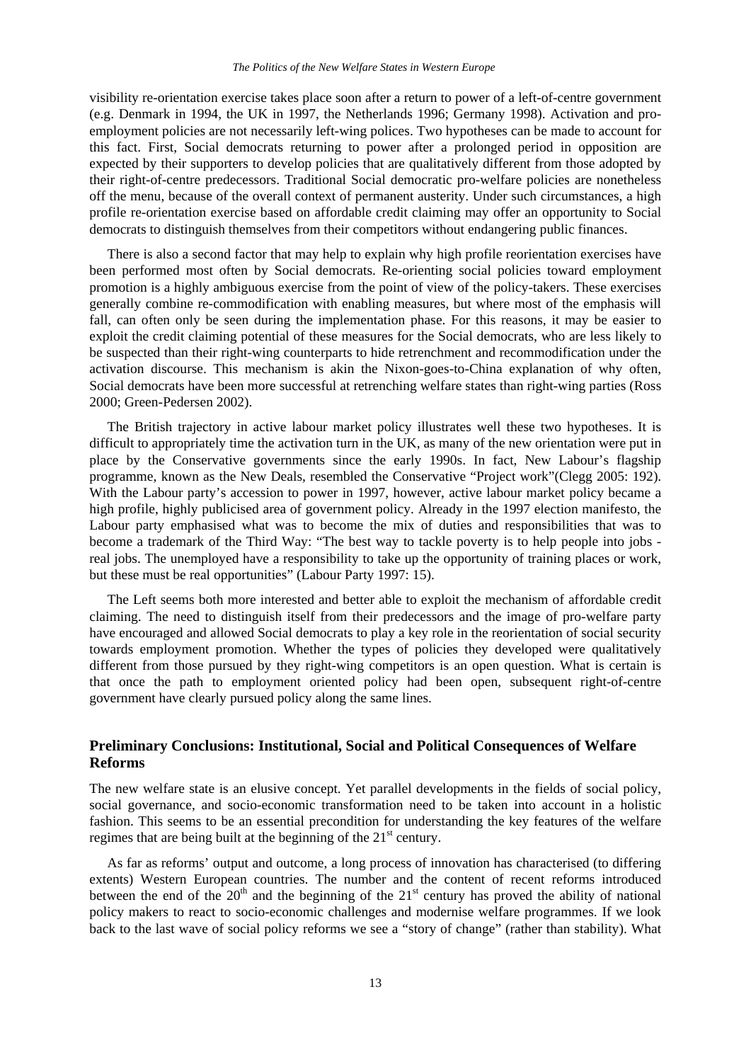visibility re-orientation exercise takes place soon after a return to power of a left-of-centre government (e.g. Denmark in 1994, the UK in 1997, the Netherlands 1996; Germany 1998). Activation and pro-employment policies are not necessarily left-wing polices. Two hypotheses can be made to account for this fact. First, Social democrats returning to power after a prolonged period in opposition are expected by their supporters to develop policies that are qualitatively different from those adopted by their right-of-centre predecessors. Traditional Social democratic pro-welfare policies are nonetheless off the menu, because of the overall context of permanent austerity. Under such circumstances, a high profile re-orientation exercise based on affordable credit claiming may offer an opportunity to Social democrats to distinguish themselves from their competitors without endangering public finances.

There is also a second factor that may help to explain why high profile reorientation exercises have been performed most often by Social democrats. Re-orienting social policies toward employment promotion is a highly ambiguous exercise from the point of view of the policy-takers. These exercises generally combine re-commodification with enabling measures, but where most of the emphasis will fall, can often only be seen during the implementation phase. For this reasons, it may be easier to exploit the credit claiming potential of these measures for the Social democrats, who are less likely to be suspected than their right-wing counterparts to hide retrenchment and recommodification under the activation discourse. This mechanism is akin the Nixon-goes-to-China explanation of why often, Social democrats have been more successful at retrenching welfare states than right-wing parties (Ross 2000; Green-Pedersen 2002).

The British trajectory in active labour market policy illustrates well these two hypotheses. It is difficult to appropriately time the activation turn in the UK, as many of the new orientation were put in place by the Conservative governments since the early 1990s. In fact, New Labour's flagship programme, known as the New Deals, resembled the Conservative "Project work"(Clegg 2005: 192). With the Labour party's accession to power in 1997, however, active labour market policy became a high profile, highly publicised area of government policy. Already in the 1997 election manifesto, the Labour party emphasised what was to become the mix of duties and responsibilities that was to become a trademark of the Third Way: "The best way to tackle poverty is to help people into jobs - real jobs. The unemployed have a responsibility to take up the opportunity of training places or work, but these must be real opportunities" (Labour Party 1997: 15).

The Left seems both more interested and better able to exploit the mechanism of affordable credit claiming. The need to distinguish itself from their predecessors and the image of pro-welfare party have encouraged and allowed Social democrats to play a key role in the reorientation of social security towards employment promotion. Whether the types of policies they developed were qualitatively different from those pursued by they right-wing competitors is an open question. What is certain is that once the path to employment oriented policy had been open, subsequent right-of-centre government have clearly pursued policy along the same lines.

## Preliminary Conclusions: Institutional, Social and Political Consequences of Welfare Reforms

The new welfare state is an elusive concept. Yet parallel developments in the fields of social policy, social governance, and socio-economic transformation need to be taken into account in a holistic fashion. This seems to be an essential precondition for understanding the key features of the welfare regimes that are being built at the beginning of the 21st century.

As far as reforms' output and outcome, a long process of innovation has characterised (to differing extents) Western European countries. The number and the content of recent reforms introduced between the end of the 20th and the beginning of the 21st century has proved the ability of national policy makers to react to socio-economic challenges and modernise welfare programmes. If we look back to the last wave of social policy reforms we see a "story of change" (rather than stability). What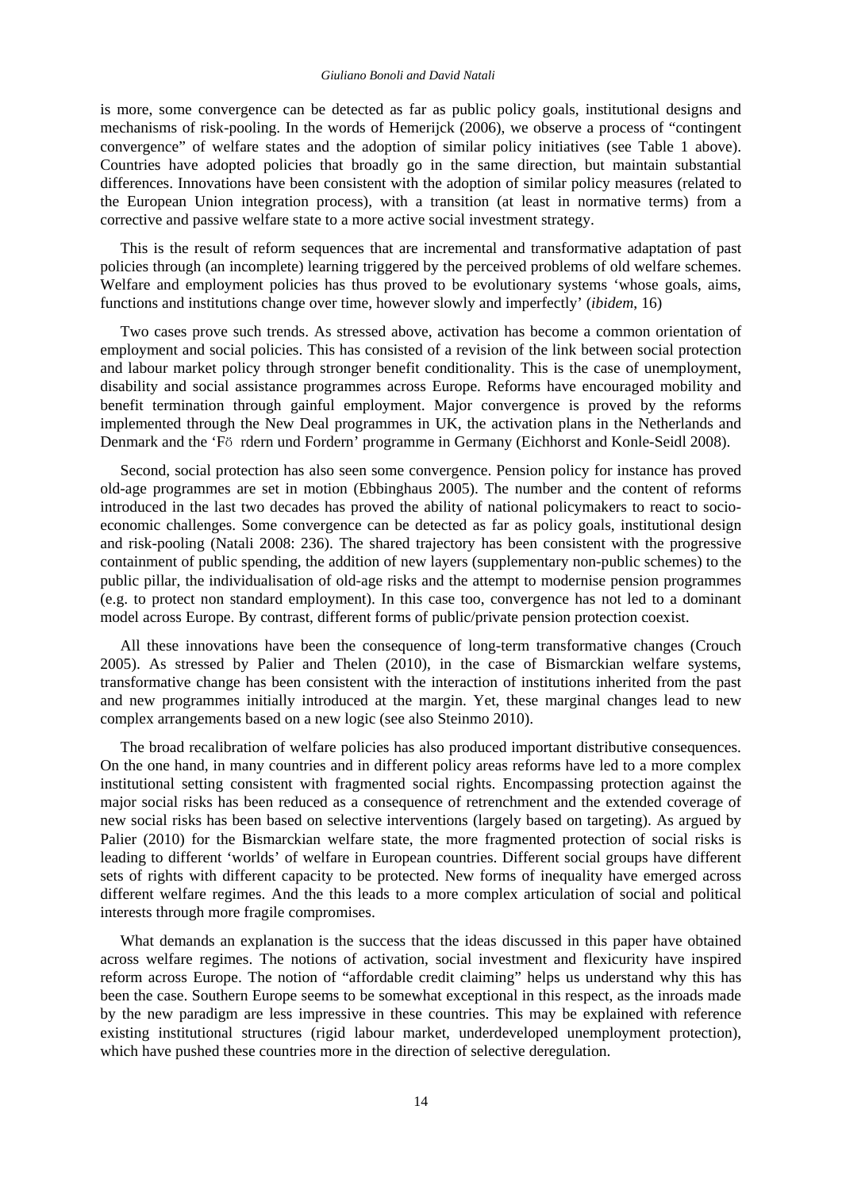is more, some convergence can be detected as far as public policy goals, institutional designs and mechanisms of risk-pooling. In the words of Hemerijck (2006), we observe a process of "contingent convergence" of welfare states and the adoption of similar policy initiatives (see Table 1 above). Countries have adopted policies that broadly go in the same direction, but maintain substantial differences. Innovations have been consistent with the adoption of similar policy measures (related to the European Union integration process), with a transition (at least in normative terms) from a corrective and passive welfare state to a more active social investment strategy.

This is the result of reform sequences that are incremental and transformative adaptation of past policies through (an incomplete) learning triggered by the perceived problems of old welfare schemes. Welfare and employment policies has thus proved to be evolutionary systems 'whose goals, aims, functions and institutions change over time, however slowly and imperfectly' (*ibidem*, 16)

Two cases prove such trends. As stressed above, activation has become a common orientation of employment and social policies. This has consisted of a revision of the link between social protection and labour market policy through stronger benefit conditionality. This is the case of unemployment, disability and social assistance programmes across Europe. Reforms have encouraged mobility and benefit termination through gainful employment. Major convergence is proved by the reforms implemented through the New Deal programmes in UK, the activation plans in the Netherlands and Denmark and the 'Fö rdern und Fordern' programme in Germany (Eichhorst and Konle-Seidl 2008).

Second, social protection has also seen some convergence. Pension policy for instance has proved old-age programmes are set in motion (Ebbinghaus 2005). The number and the content of reforms introduced in the last two decades has proved the ability of national policymakers to react to socio-economic challenges. Some convergence can be detected as far as policy goals, institutional design and risk-pooling (Natali 2008: 236). The shared trajectory has been consistent with the progressive containment of public spending, the addition of new layers (supplementary non-public schemes) to the public pillar, the individualisation of old-age risks and the attempt to modernise pension programmes (e.g. to protect non standard employment). In this case too, convergence has not led to a dominant model across Europe. By contrast, different forms of public/private pension protection coexist.

All these innovations have been the consequence of long-term transformative changes (Crouch 2005). As stressed by Palier and Thelen (2010), in the case of Bismarckian welfare systems, transformative change has been consistent with the interaction of institutions inherited from the past and new programmes initially introduced at the margin. Yet, these marginal changes lead to new complex arrangements based on a new logic (see also Steinmo 2010).

The broad recalibration of welfare policies has also produced important distributive consequences. On the one hand, in many countries and in different policy areas reforms have led to a more complex institutional setting consistent with fragmented social rights. Encompassing protection against the major social risks has been reduced as a consequence of retrenchment and the extended coverage of new social risks has been based on selective interventions (largely based on targeting). As argued by Palier (2010) for the Bismarckian welfare state, the more fragmented protection of social risks is leading to different 'worlds' of welfare in European countries. Different social groups have different sets of rights with different capacity to be protected. New forms of inequality have emerged across different welfare regimes. And the this leads to a more complex articulation of social and political interests through more fragile compromises.

What demands an explanation is the success that the ideas discussed in this paper have obtained across welfare regimes. The notions of activation, social investment and flexicurity have inspired reform across Europe. The notion of "affordable credit claiming" helps us understand why this has been the case. Southern Europe seems to be somewhat exceptional in this respect, as the inroads made by the new paradigm are less impressive in these countries. This may be explained with reference existing institutional structures (rigid labour market, underdeveloped unemployment protection), which have pushed these countries more in the direction of selective deregulation.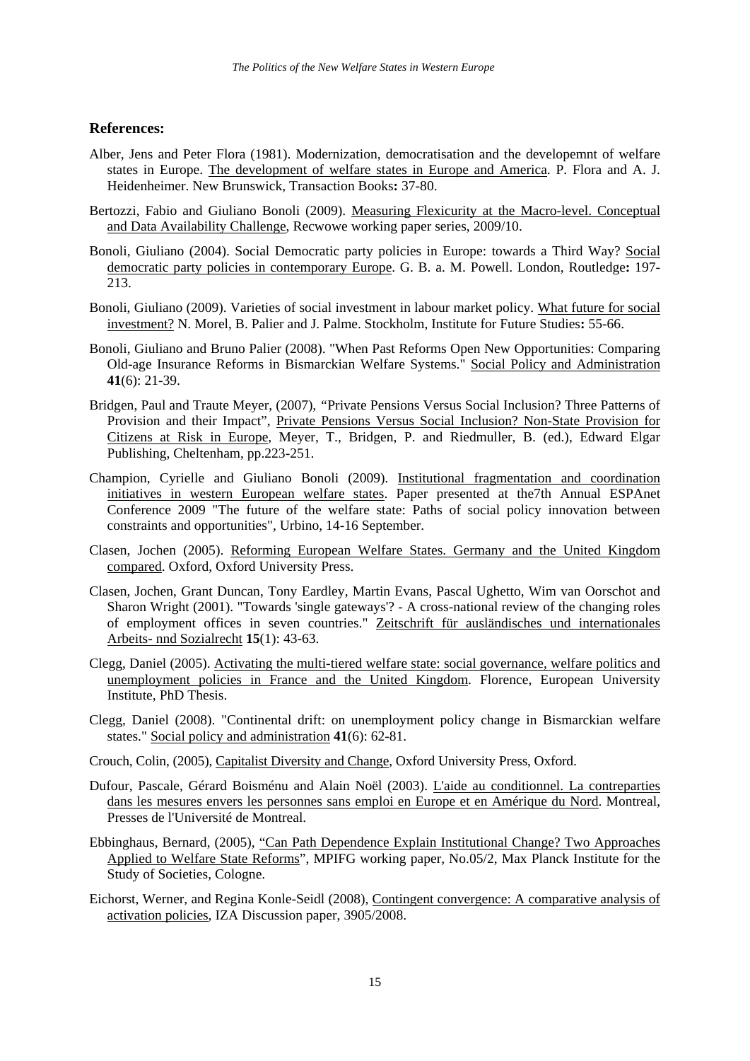## References:

Alber, Jens and Peter Flora (1981). Modernization, democratisation and the developemnt of welfare states in Europe. The development of welfare states in Europe and America. P. Flora and A. J. Heidenheimer. New Brunswick, Transaction Books**:** 37-80.

Bertozzi, Fabio and Giuliano Bonoli (2009). Measuring Flexicurity at the Macro-level. Conceptual and Data Availability Challenge, Recwowe working paper series, 2009/10.

Bonoli, Giuliano (2004). Social Democratic party policies in Europe: towards a Third Way? Social democratic party policies in contemporary Europe. G. B. a. M. Powell. London, Routledge**:** 197-213.

Bonoli, Giuliano (2009). Varieties of social investment in labour market policy. What future for social investment? N. Morel, B. Palier and J. Palme. Stockholm, Institute for Future Studies**:** 55-66.

Bonoli, Giuliano and Bruno Palier (2008). "When Past Reforms Open New Opportunities: Comparing Old-age Insurance Reforms in Bismarckian Welfare Systems." Social Policy and Administration **41**(6): 21-39.

Bridgen, Paul and Traute Meyer, (2007), "Private Pensions Versus Social Inclusion? Three Patterns of Provision and their Impact", Private Pensions Versus Social Inclusion? Non-State Provision for Citizens at Risk in Europe, Meyer, T., Bridgen, P. and Riedmuller, B. (ed.), Edward Elgar Publishing, Cheltenham, pp.223-251.

Champion, Cyrielle and Giuliano Bonoli (2009). Institutional fragmentation and coordination initiatives in western European welfare states. Paper presented at the7th Annual ESPAnet Conference 2009 "The future of the welfare state: Paths of social policy innovation between constraints and opportunities", Urbino, 14-16 September.

Clasen, Jochen (2005). Reforming European Welfare States. Germany and the United Kingdom compared. Oxford, Oxford University Press.

Clasen, Jochen, Grant Duncan, Tony Eardley, Martin Evans, Pascal Ughetto, Wim van Oorschot and Sharon Wright (2001). "Towards 'single gateways'? - A cross-national review of the changing roles of employment offices in seven countries." Zeitschrift für ausländisches und internationales Arbeits- nnd Sozialrecht **15**(1): 43-63.

Clegg, Daniel (2005). Activating the multi-tiered welfare state: social governance, welfare politics and unemployment policies in France and the United Kingdom. Florence, European University Institute, PhD Thesis.

Clegg, Daniel (2008). "Continental drift: on unemployment policy change in Bismarckian welfare states." Social policy and administration **41**(6): 62-81.

Crouch, Colin, (2005), Capitalist Diversity and Change, Oxford University Press, Oxford.

Dufour, Pascale, Gérard Boisménu and Alain Noël (2003). L'aide au conditionnel. La contreparties dans les mesures envers les personnes sans emploi en Europe et en Amérique du Nord. Montreal, Presses de l'Université de Montreal.

Ebbinghaus, Bernard, (2005), "Can Path Dependence Explain Institutional Change? Two Approaches Applied to Welfare State Reforms", MPIFG working paper, No.05/2, Max Planck Institute for the Study of Societies, Cologne.

Eichorst, Werner, and Regina Konle-Seidl (2008), Contingent convergence: A comparative analysis of activation policies, IZA Discussion paper, 3905/2008.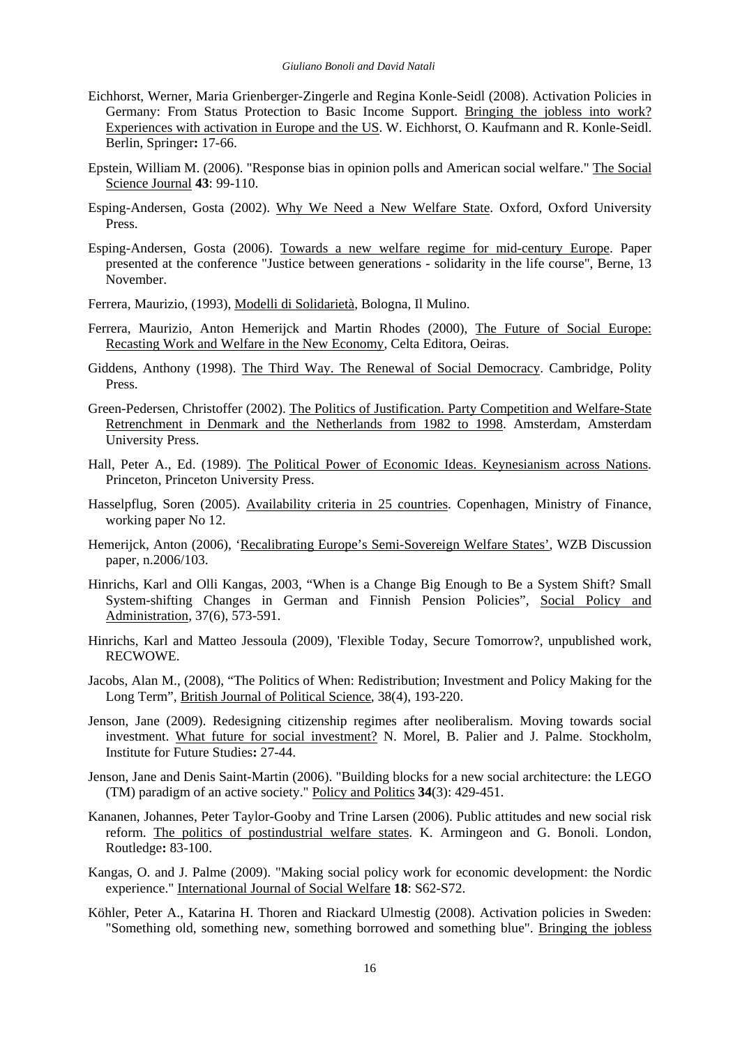Eichhorst, Werner, Maria Grienberger-Zingerle and Regina Konle-Seidl (2008). Activation Policies in Germany: From Status Protection to Basic Income Support. Bringing the jobless into work? Experiences with activation in Europe and the US. W. Eichhorst, O. Kaufmann and R. Konle-Seidl. Berlin, Springer**:** 17-66.

Epstein, William M. (2006). "Response bias in opinion polls and American social welfare." The Social Science Journal **43**: 99-110.

Esping-Andersen, Gosta (2002). Why We Need a New Welfare State. Oxford, Oxford University Press.

Esping-Andersen, Gosta (2006). Towards a new welfare regime for mid-century Europe. Paper presented at the conference "Justice between generations - solidarity in the life course", Berne, 13 November.

Ferrera, Maurizio, (1993), Modelli di Solidarietà, Bologna, Il Mulino.

Ferrera, Maurizio, Anton Hemerijck and Martin Rhodes (2000), The Future of Social Europe: Recasting Work and Welfare in the New Economy, Celta Editora, Oeiras.

Giddens, Anthony (1998). The Third Way. The Renewal of Social Democracy. Cambridge, Polity Press.

Green-Pedersen, Christoffer (2002). The Politics of Justification. Party Competition and Welfare-State Retrenchment in Denmark and the Netherlands from 1982 to 1998. Amsterdam, Amsterdam University Press.

Hall, Peter A., Ed. (1989). The Political Power of Economic Ideas. Keynesianism across Nations. Princeton, Princeton University Press.

Hasselpflug, Soren (2005). Availability criteria in 25 countries. Copenhagen, Ministry of Finance, working paper No 12.

Hemerijck, Anton (2006), 'Recalibrating Europe's Semi-Sovereign Welfare States', WZB Discussion paper, n.2006/103.

Hinrichs, Karl and Olli Kangas, 2003, "When is a Change Big Enough to Be a System Shift? Small System-shifting Changes in German and Finnish Pension Policies", Social Policy and Administration, 37(6), 573-591.

Hinrichs, Karl and Matteo Jessoula (2009), 'Flexible Today, Secure Tomorrow?, unpublished work, RECWOWE.

Jacobs, Alan M., (2008), "The Politics of When: Redistribution; Investment and Policy Making for the Long Term", British Journal of Political Science, 38(4), 193-220.

Jenson, Jane (2009). Redesigning citizenship regimes after neoliberalism. Moving towards social investment. What future for social investment? N. Morel, B. Palier and J. Palme. Stockholm, Institute for Future Studies**:** 27-44.

Jenson, Jane and Denis Saint-Martin (2006). "Building blocks for a new social architecture: the LEGO (TM) paradigm of an active society." Policy and Politics **34**(3): 429-451.

Kananen, Johannes, Peter Taylor-Gooby and Trine Larsen (2006). Public attitudes and new social risk reform. The politics of postindustrial welfare states. K. Armingeon and G. Bonoli. London, Routledge**:** 83-100.

Kangas, O. and J. Palme (2009). "Making social policy work for economic development: the Nordic experience." International Journal of Social Welfare **18**: S62-S72.

Köhler, Peter A., Katarina H. Thoren and Riackard Ulmestig (2008). Activation policies in Sweden: "Something old, something new, something borrowed and something blue". Bringing the jobless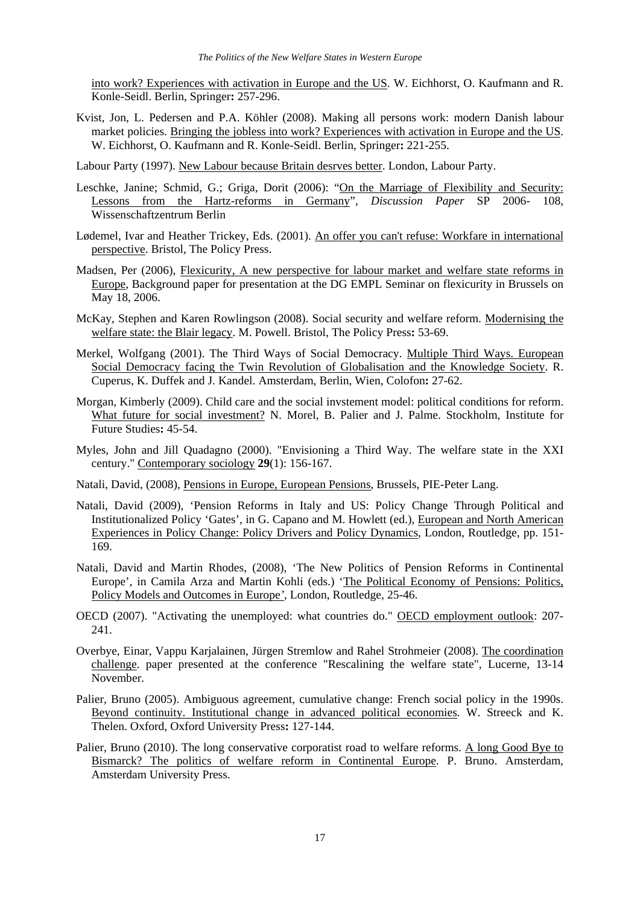into work? Experiences with activation in Europe and the US. W. Eichhorst, O. Kaufmann and R. Konle-Seidl. Berlin, Springer**:** 257-296.

Kvist, Jon, L. Pedersen and P.A. Köhler (2008). Making all persons work: modern Danish labour market policies. Bringing the jobless into work? Experiences with activation in Europe and the US. W. Eichhorst, O. Kaufmann and R. Konle-Seidl. Berlin, Springer**:** 221-255.

Labour Party (1997). New Labour because Britain desrves better. London, Labour Party.

Leschke, Janine; Schmid, G.; Griga, Dorit (2006): "On the Marriage of Flexibility and Security: Lessons from the Hartz-reforms in Germany", *Discussion Paper* SP 2006- 108, Wissenschaftzentrum Berlin

Lødemel, Ivar and Heather Trickey, Eds. (2001). An offer you can't refuse: Workfare in international perspective. Bristol, The Policy Press.

Madsen, Per (2006), Flexicurity, A new perspective for labour market and welfare state reforms in Europe, Background paper for presentation at the DG EMPL Seminar on flexicurity in Brussels on May 18, 2006.

McKay, Stephen and Karen Rowlingson (2008). Social security and welfare reform. Modernising the welfare state: the Blair legacy. M. Powell. Bristol, The Policy Press**:** 53-69.

Merkel, Wolfgang (2001). The Third Ways of Social Democracy. Multiple Third Ways. European Social Democracy facing the Twin Revolution of Globalisation and the Knowledge Society. R. Cuperus, K. Duffek and J. Kandel. Amsterdam, Berlin, Wien, Colofon**:** 27-62.

Morgan, Kimberly (2009). Child care and the social invstement model: political conditions for reform. What future for social investment? N. Morel, B. Palier and J. Palme. Stockholm, Institute for Future Studies**:** 45-54.

Myles, John and Jill Quadagno (2000). "Envisioning a Third Way. The welfare state in the XXI century." Contemporary sociology **29**(1): 156-167.

Natali, David, (2008), Pensions in Europe, European Pensions, Brussels, PIE-Peter Lang.

Natali, David (2009), 'Pension Reforms in Italy and US: Policy Change Through Political and Institutionalized Policy 'Gates', in G. Capano and M. Howlett (ed.), European and North American Experiences in Policy Change: Policy Drivers and Policy Dynamics, London, Routledge, pp. 151-169.

Natali, David and Martin Rhodes, (2008), 'The New Politics of Pension Reforms in Continental Europe', in Camila Arza and Martin Kohli (eds.) 'The Political Economy of Pensions: Politics, Policy Models and Outcomes in Europe', London, Routledge, 25-46.

OECD (2007). "Activating the unemployed: what countries do." OECD employment outlook: 207-241.

Overbye, Einar, Vappu Karjalainen, Jürgen Stremlow and Rahel Strohmeier (2008). The coordination challenge. paper presented at the conference "Rescalining the welfare state", Lucerne, 13-14 November.

Palier, Bruno (2005). Ambiguous agreement, cumulative change: French social policy in the 1990s. Beyond continuity. Institutional change in advanced political economies. W. Streeck and K. Thelen. Oxford, Oxford University Press**:** 127-144.

Palier, Bruno (2010). The long conservative corporatist road to welfare reforms. A long Good Bye to Bismarck? The politics of welfare reform in Continental Europe. P. Bruno. Amsterdam, Amsterdam University Press.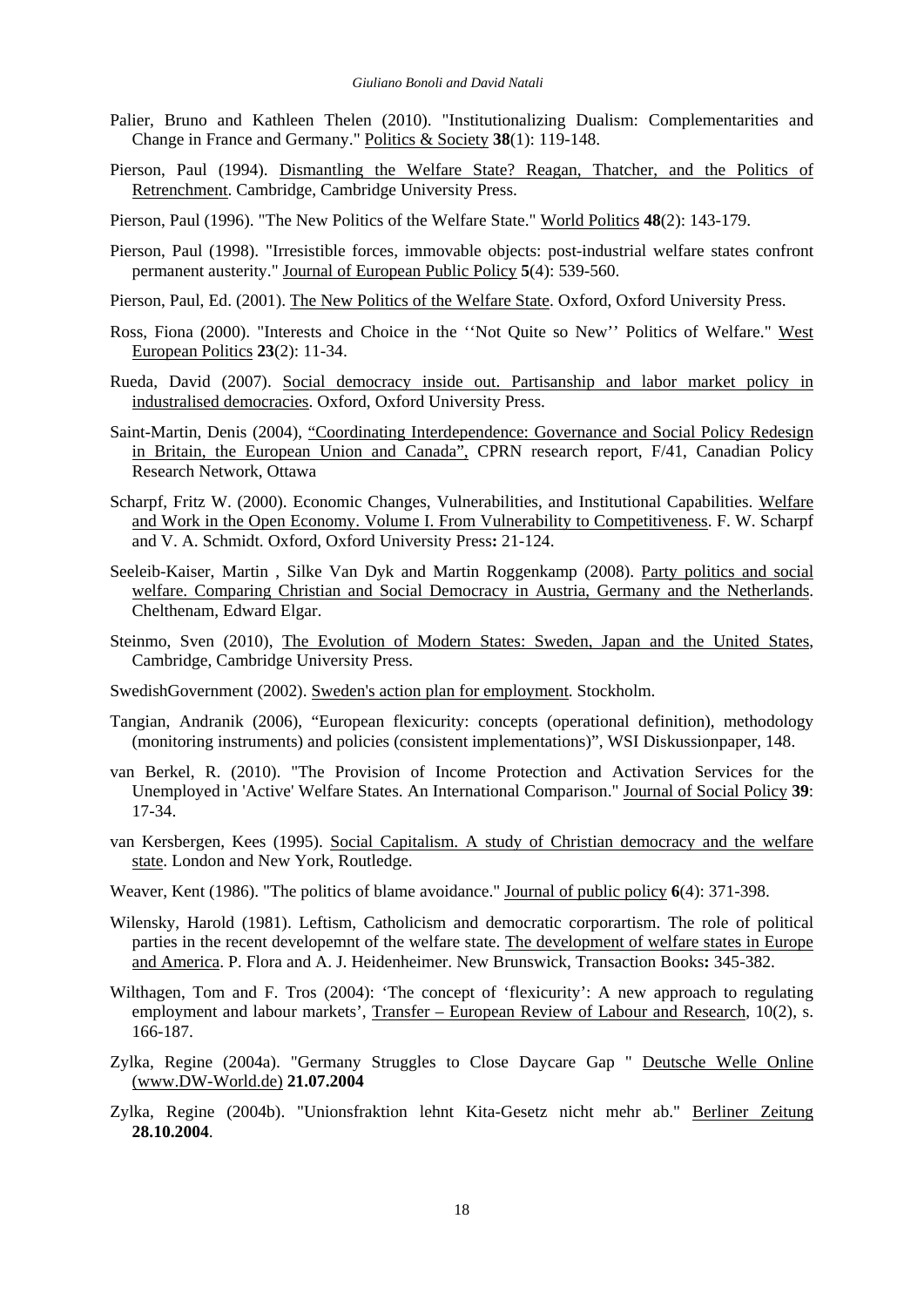Palier, Bruno and Kathleen Thelen (2010). "Institutionalizing Dualism: Complementarities and Change in France and Germany." Politics & Society **38**(1): 119-148.

Pierson, Paul (1994). Dismantling the Welfare State? Reagan, Thatcher, and the Politics of Retrenchment. Cambridge, Cambridge University Press.

Pierson, Paul (1996). "The New Politics of the Welfare State." World Politics **48**(2): 143-179.

Pierson, Paul (1998). "Irresistible forces, immovable objects: post-industrial welfare states confront permanent austerity." Journal of European Public Policy **5**(4): 539-560.

Pierson, Paul, Ed. (2001). The New Politics of the Welfare State. Oxford, Oxford University Press.

Ross, Fiona (2000). "Interests and Choice in the ''Not Quite so New'' Politics of Welfare." West European Politics **23**(2): 11-34.

Rueda, David (2007). Social democracy inside out. Partisanship and labor market policy in industralised democracies. Oxford, Oxford University Press.

Saint-Martin, Denis (2004), "Coordinating Interdependence: Governance and Social Policy Redesign in Britain, the European Union and Canada", CPRN research report, F/41, Canadian Policy Research Network, Ottawa

Scharpf, Fritz W. (2000). Economic Changes, Vulnerabilities, and Institutional Capabilities. Welfare and Work in the Open Economy. Volume I. From Vulnerability to Competitiveness. F. W. Scharpf and V. A. Schmidt. Oxford, Oxford University Press**:** 21-124.

Seeleib-Kaiser, Martin , Silke Van Dyk and Martin Roggenkamp (2008). Party politics and social welfare. Comparing Christian and Social Democracy in Austria, Germany and the Netherlands. Chelthenam, Edward Elgar.

Steinmo, Sven (2010), The Evolution of Modern States: Sweden, Japan and the United States, Cambridge, Cambridge University Press.

SwedishGovernment (2002). Sweden's action plan for employment. Stockholm.

Tangian, Andranik (2006), "European flexicurity: concepts (operational definition), methodology (monitoring instruments) and policies (consistent implementations)", WSI Diskussionpaper, 148.

van Berkel, R. (2010). "The Provision of Income Protection and Activation Services for the Unemployed in 'Active' Welfare States. An International Comparison." Journal of Social Policy **39**: 17-34.

van Kersbergen, Kees (1995). Social Capitalism. A study of Christian democracy and the welfare state. London and New York, Routledge.

Weaver, Kent (1986). "The politics of blame avoidance." Journal of public policy **6**(4): 371-398.

Wilensky, Harold (1981). Leftism, Catholicism and democratic corporartism. The role of political parties in the recent developemnt of the welfare state. The development of welfare states in Europe and America. P. Flora and A. J. Heidenheimer. New Brunswick, Transaction Books**:** 345-382.

Wilthagen, Tom and F. Tros (2004): 'The concept of 'flexicurity': A new approach to regulating employment and labour markets', Transfer – European Review of Labour and Research, 10(2), s. 166-187.

Zylka, Regine (2004a). "Germany Struggles to Close Daycare Gap " Deutsche Welle Online (www.DW-World.de) **21.07.2004**

Zylka, Regine (2004b). "Unionsfraktion lehnt Kita-Gesetz nicht mehr ab." Berliner Zeitung **28.10.2004**.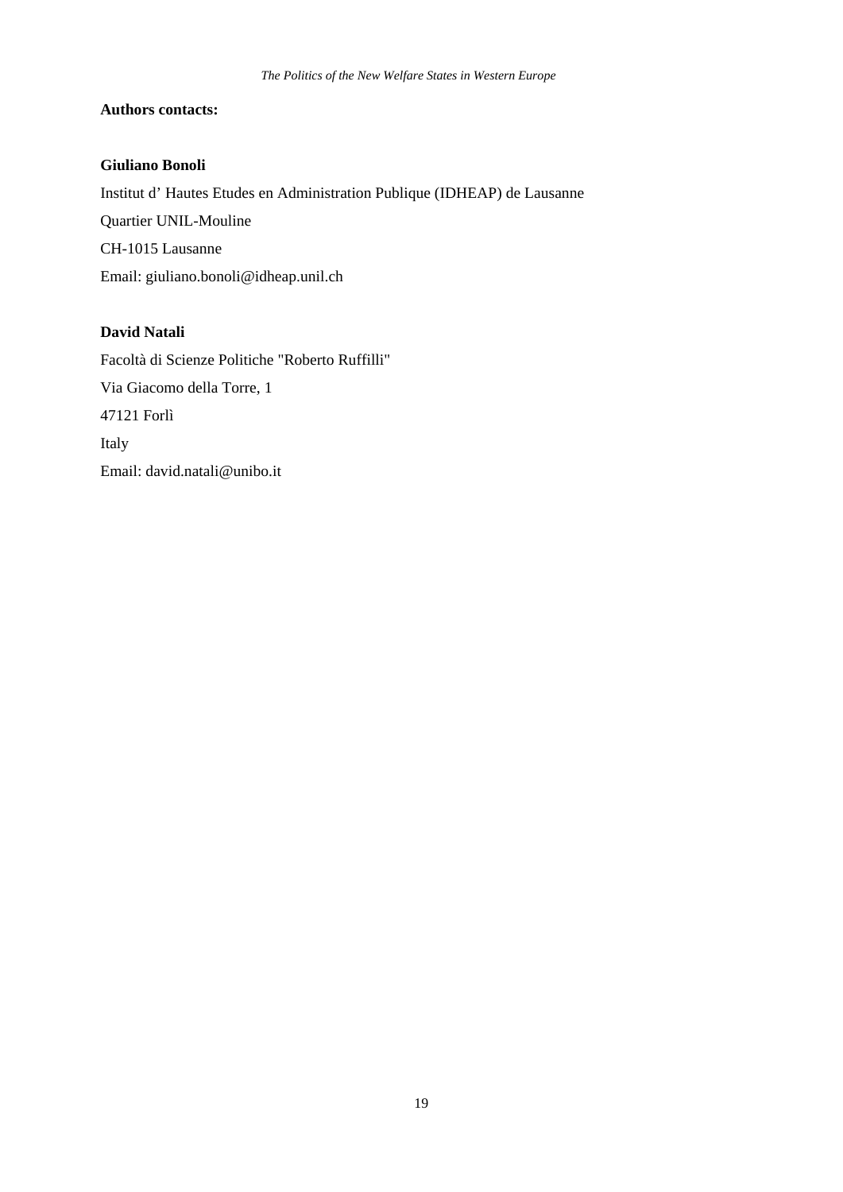**Authors contacts:**

**Giuliano Bonoli**

Institut d' Hautes Etudes en Administration Publique (IDHEAP) de Lausanne

Quartier UNIL-Mouline

CH-1015 Lausanne

Email: giuliano.bonoli@idheap.unil.ch

**David Natali**

Facoltà di Scienze Politiche "Roberto Ruffilli"

Via Giacomo della Torre, 1

47121 Forlì

Italy

Email: david.natali@unibo.it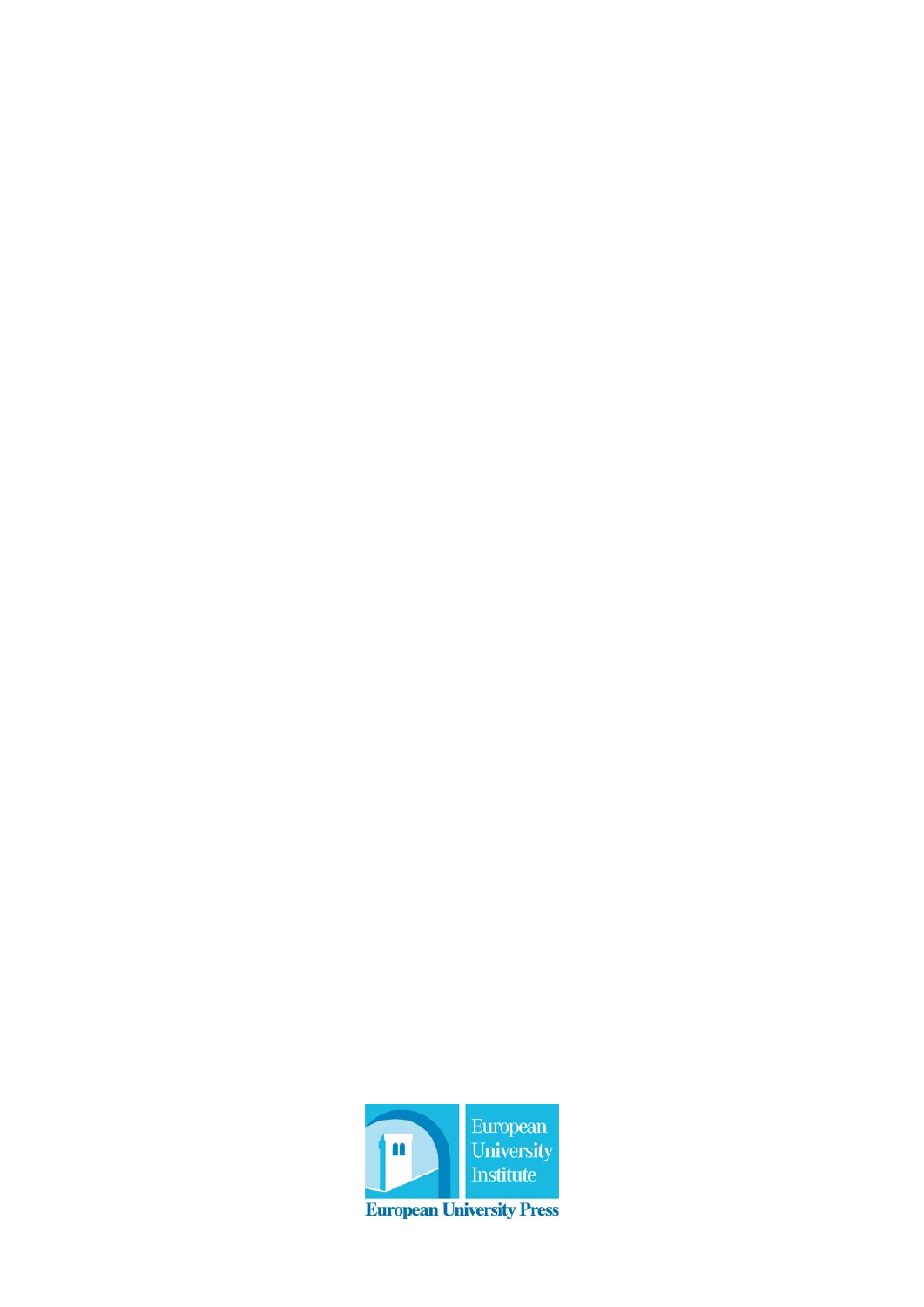European
University
Institute

European University Press